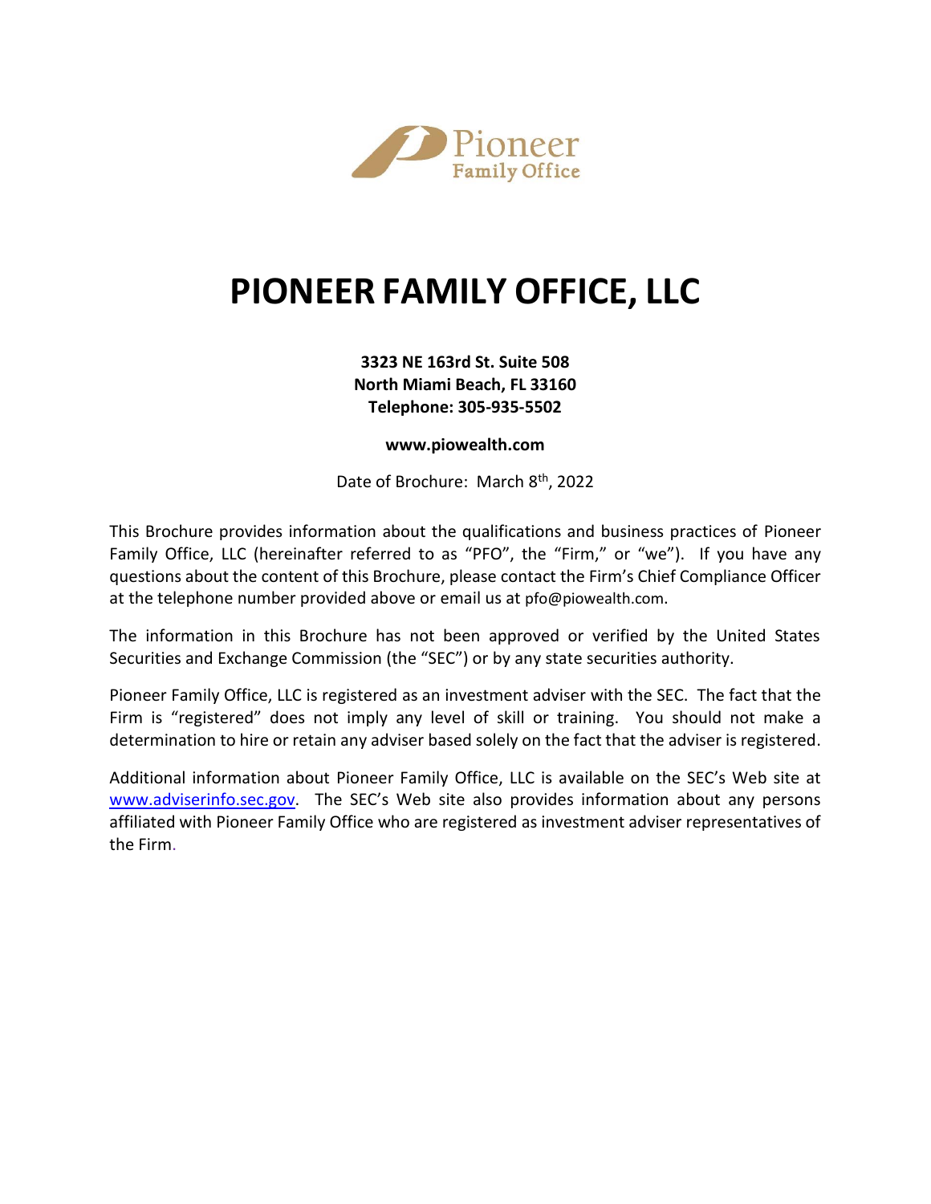# PIONEER FAMILY OFFICE, LLC

**3323 NE 163rd St. Suite 508**
**North Miami Beach, FL 33160**
**Telephone: 305-935-5502**

**www.piowealth.com**

Date of Brochure: March 8th, 2022

This Brochure provides information about the qualifications and business practices of Pioneer Family Office, LLC (hereinafter referred to as "PFO", the "Firm," or "we"). If you have any questions about the content of this Brochure, please contact the Firm's Chief Compliance Officer at the telephone number provided above or email us at pfo@piowealth.com.

The information in this Brochure has not been approved or verified by the United States Securities and Exchange Commission (the "SEC") or by any state securities authority.

Pioneer Family Office, LLC is registered as an investment adviser with the SEC. The fact that the Firm is "registered" does not imply any level of skill or training. You should not make a determination to hire or retain any adviser based solely on the fact that the adviser is registered.

Additional information about Pioneer Family Office, LLC is available on the SEC's Web site at www.adviserinfo.sec.gov. The SEC's Web site also provides information about any persons affiliated with Pioneer Family Office who are registered as investment adviser representatives of the Firm.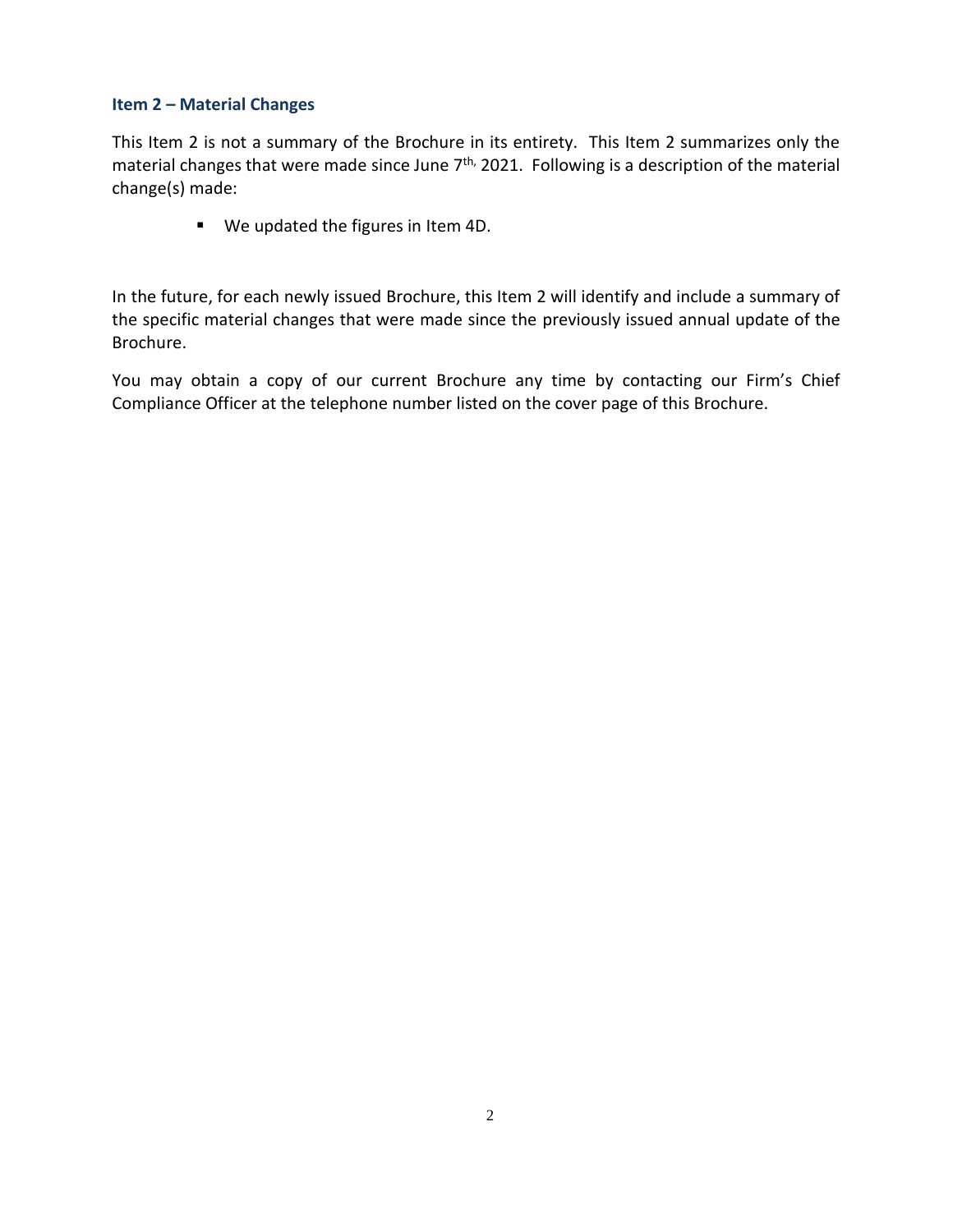## Item 2 – Material Changes

This Item 2 is not a summary of the Brochure in its entirety. This Item 2 summarizes only the material changes that were made since June 7th, 2021. Following is a description of the material change(s) made:

- We updated the figures in Item 4D.

In the future, for each newly issued Brochure, this Item 2 will identify and include a summary of the specific material changes that were made since the previously issued annual update of the Brochure.

You may obtain a copy of our current Brochure any time by contacting our Firm's Chief Compliance Officer at the telephone number listed on the cover page of this Brochure.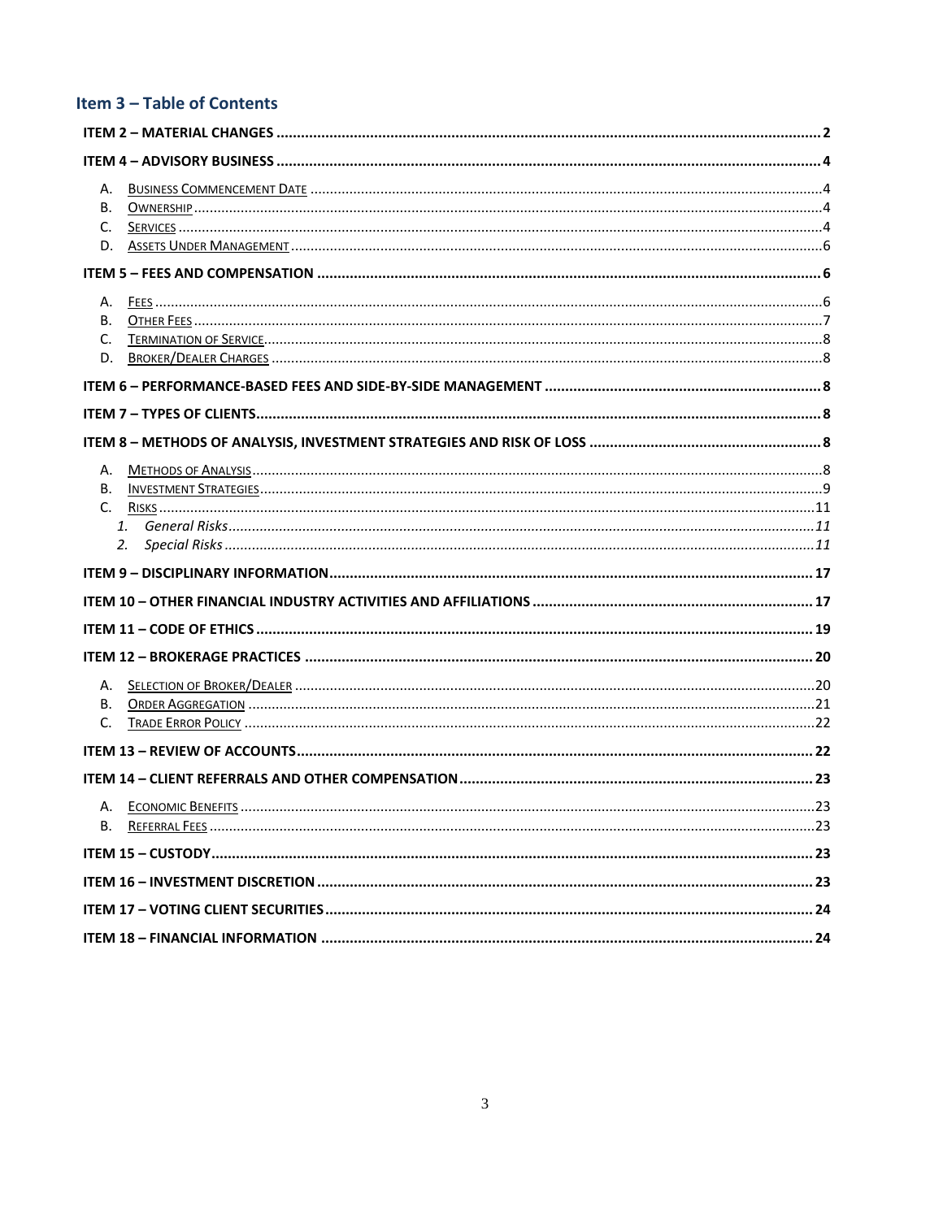## Item 3 – Table of Contents

**ITEM 2 – MATERIAL CHANGES** ..... 2

**ITEM 4 – ADVISORY BUSINESS** ..... 4

A. Business Commencement Date ..... 4
B. Ownership ..... 4
C. Services ..... 4
D. Assets Under Management ..... 6

**ITEM 5 – FEES AND COMPENSATION** ..... 6

A. Fees ..... 6
B. Other Fees ..... 7
C. Termination of Service ..... 8
D. Broker/Dealer Charges ..... 8

**ITEM 6 – PERFORMANCE-BASED FEES AND SIDE-BY-SIDE MANAGEMENT** ..... 8

**ITEM 7 – TYPES OF CLIENTS** ..... 8

**ITEM 8 – METHODS OF ANALYSIS, INVESTMENT STRATEGIES AND RISK OF LOSS** ..... 8

A. Methods of Analysis ..... 8
B. Investment Strategies ..... 9
C. Risks ..... 11
   1. *General Risks* ..... *11*
   2. *Special Risks* ..... *11*

**ITEM 9 – DISCIPLINARY INFORMATION** ..... 17

**ITEM 10 – OTHER FINANCIAL INDUSTRY ACTIVITIES AND AFFILIATIONS** ..... 17

**ITEM 11 – CODE OF ETHICS** ..... 19

**ITEM 12 – BROKERAGE PRACTICES** ..... 20

A. Selection of Broker/Dealer ..... 20
B. Order Aggregation ..... 21
C. Trade Error Policy ..... 22

**ITEM 13 – REVIEW OF ACCOUNTS** ..... 22

**ITEM 14 – CLIENT REFERRALS AND OTHER COMPENSATION** ..... 23

A. Economic Benefits ..... 23
B. Referral Fees ..... 23

**ITEM 15 – CUSTODY** ..... 23

**ITEM 16 – INVESTMENT DISCRETION** ..... 23

**ITEM 17 – VOTING CLIENT SECURITIES** ..... 24

**ITEM 18 – FINANCIAL INFORMATION** ..... 24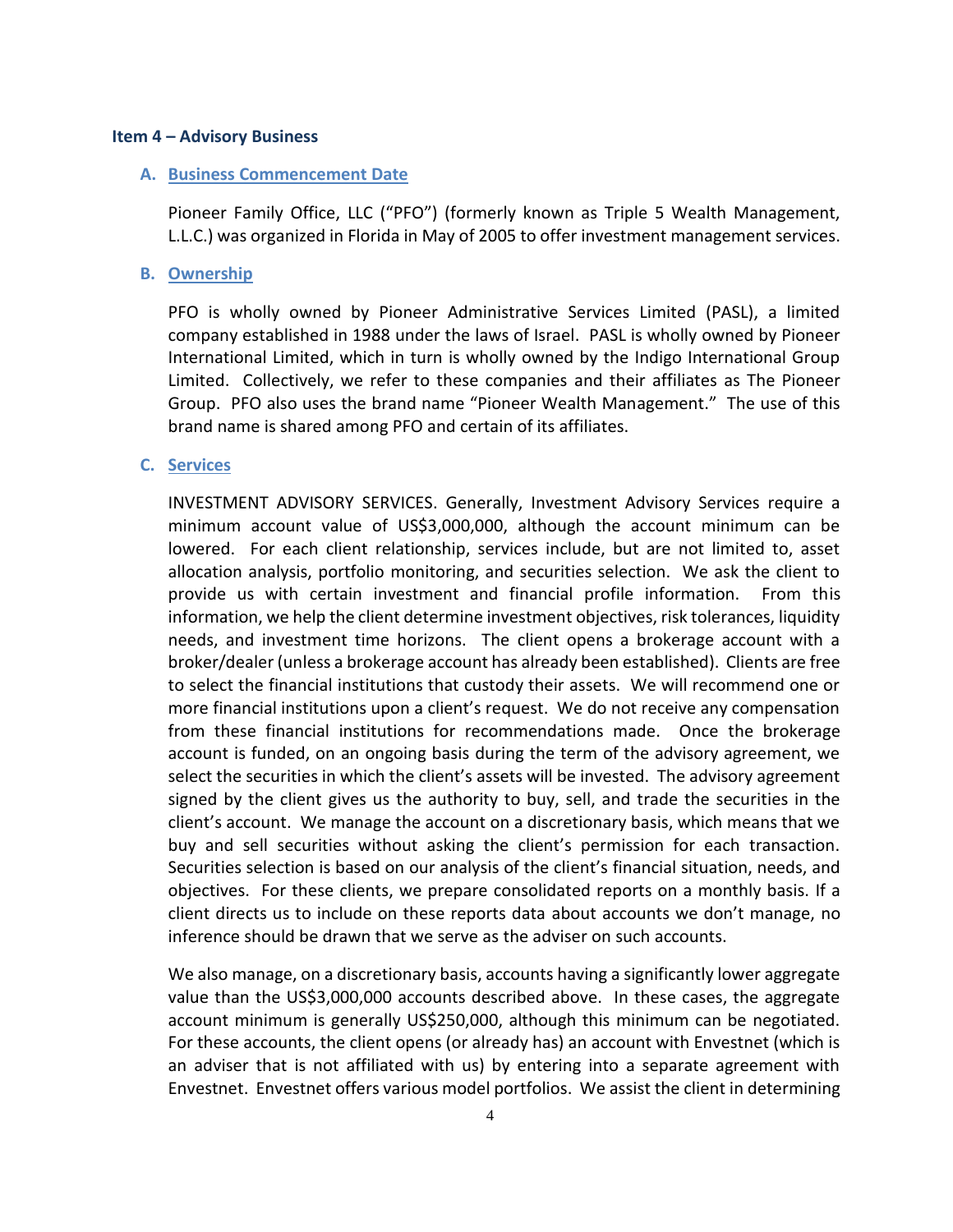## Item 4 – Advisory Business

### A. Business Commencement Date

Pioneer Family Office, LLC ("PFO") (formerly known as Triple 5 Wealth Management, L.L.C.) was organized in Florida in May of 2005 to offer investment management services.

### B. Ownership

PFO is wholly owned by Pioneer Administrative Services Limited (PASL), a limited company established in 1988 under the laws of Israel. PASL is wholly owned by Pioneer International Limited, which in turn is wholly owned by the Indigo International Group Limited. Collectively, we refer to these companies and their affiliates as The Pioneer Group. PFO also uses the brand name "Pioneer Wealth Management." The use of this brand name is shared among PFO and certain of its affiliates.

### C. Services

INVESTMENT ADVISORY SERVICES. Generally, Investment Advisory Services require a minimum account value of US$3,000,000, although the account minimum can be lowered. For each client relationship, services include, but are not limited to, asset allocation analysis, portfolio monitoring, and securities selection. We ask the client to provide us with certain investment and financial profile information. From this information, we help the client determine investment objectives, risk tolerances, liquidity needs, and investment time horizons. The client opens a brokerage account with a broker/dealer (unless a brokerage account has already been established). Clients are free to select the financial institutions that custody their assets. We will recommend one or more financial institutions upon a client's request. We do not receive any compensation from these financial institutions for recommendations made. Once the brokerage account is funded, on an ongoing basis during the term of the advisory agreement, we select the securities in which the client's assets will be invested. The advisory agreement signed by the client gives us the authority to buy, sell, and trade the securities in the client's account. We manage the account on a discretionary basis, which means that we buy and sell securities without asking the client's permission for each transaction. Securities selection is based on our analysis of the client's financial situation, needs, and objectives. For these clients, we prepare consolidated reports on a monthly basis. If a client directs us to include on these reports data about accounts we don't manage, no inference should be drawn that we serve as the adviser on such accounts.

We also manage, on a discretionary basis, accounts having a significantly lower aggregate value than the US$3,000,000 accounts described above. In these cases, the aggregate account minimum is generally US$250,000, although this minimum can be negotiated. For these accounts, the client opens (or already has) an account with Envestnet (which is an adviser that is not affiliated with us) by entering into a separate agreement with Envestnet. Envestnet offers various model portfolios. We assist the client in determining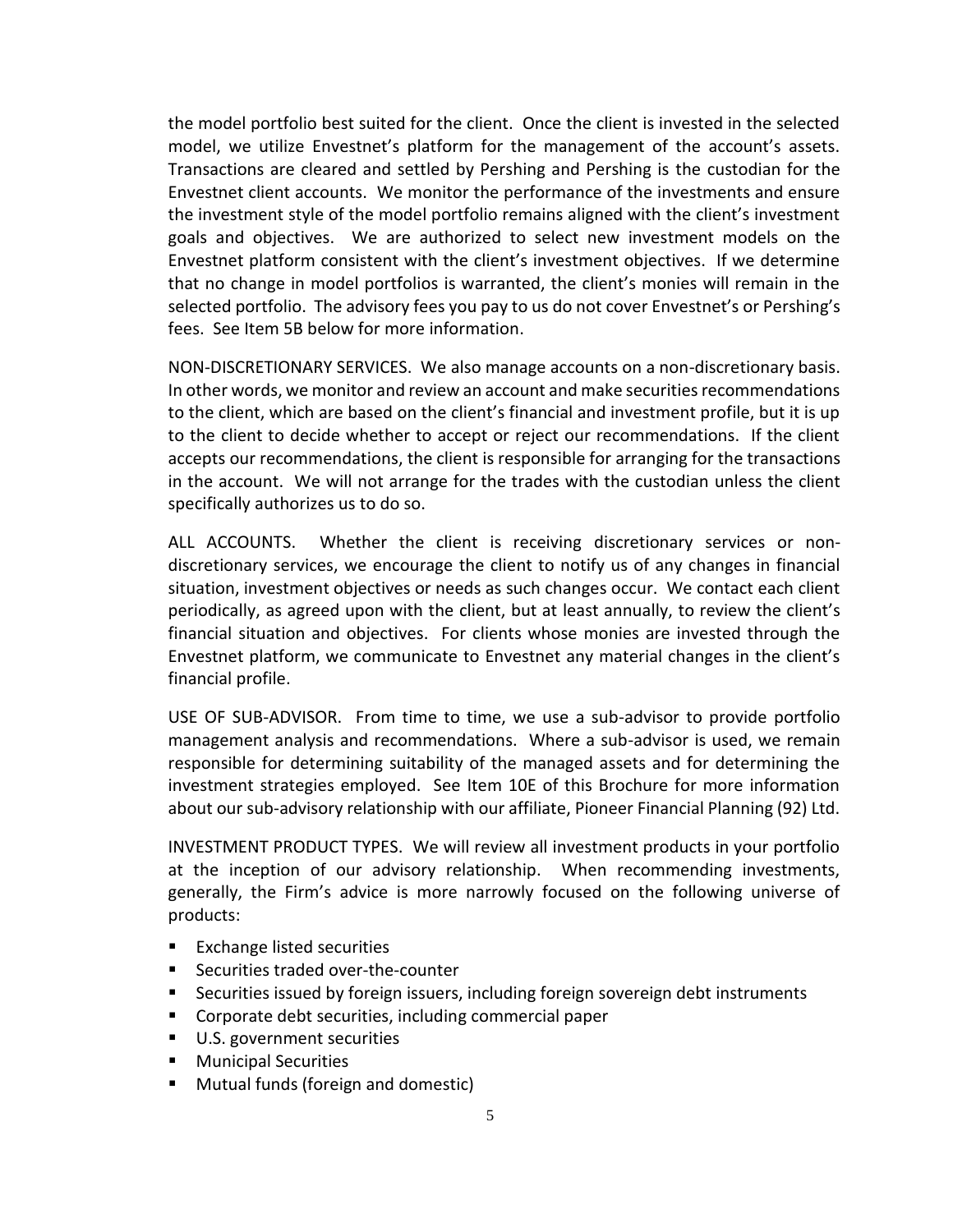the model portfolio best suited for the client. Once the client is invested in the selected model, we utilize Envestnet's platform for the management of the account's assets. Transactions are cleared and settled by Pershing and Pershing is the custodian for the Envestnet client accounts. We monitor the performance of the investments and ensure the investment style of the model portfolio remains aligned with the client's investment goals and objectives. We are authorized to select new investment models on the Envestnet platform consistent with the client's investment objectives. If we determine that no change in model portfolios is warranted, the client's monies will remain in the selected portfolio. The advisory fees you pay to us do not cover Envestnet's or Pershing's fees. See Item 5B below for more information.

NON-DISCRETIONARY SERVICES. We also manage accounts on a non-discretionary basis. In other words, we monitor and review an account and make securities recommendations to the client, which are based on the client's financial and investment profile, but it is up to the client to decide whether to accept or reject our recommendations. If the client accepts our recommendations, the client is responsible for arranging for the transactions in the account. We will not arrange for the trades with the custodian unless the client specifically authorizes us to do so.

ALL ACCOUNTS. Whether the client is receiving discretionary services or non-discretionary services, we encourage the client to notify us of any changes in financial situation, investment objectives or needs as such changes occur. We contact each client periodically, as agreed upon with the client, but at least annually, to review the client's financial situation and objectives. For clients whose monies are invested through the Envestnet platform, we communicate to Envestnet any material changes in the client's financial profile.

USE OF SUB-ADVISOR. From time to time, we use a sub-advisor to provide portfolio management analysis and recommendations. Where a sub-advisor is used, we remain responsible for determining suitability of the managed assets and for determining the investment strategies employed. See Item 10E of this Brochure for more information about our sub-advisory relationship with our affiliate, Pioneer Financial Planning (92) Ltd.

INVESTMENT PRODUCT TYPES. We will review all investment products in your portfolio at the inception of our advisory relationship. When recommending investments, generally, the Firm's advice is more narrowly focused on the following universe of products:

- Exchange listed securities
- Securities traded over-the-counter
- Securities issued by foreign issuers, including foreign sovereign debt instruments
- Corporate debt securities, including commercial paper
- U.S. government securities
- Municipal Securities
- Mutual funds (foreign and domestic)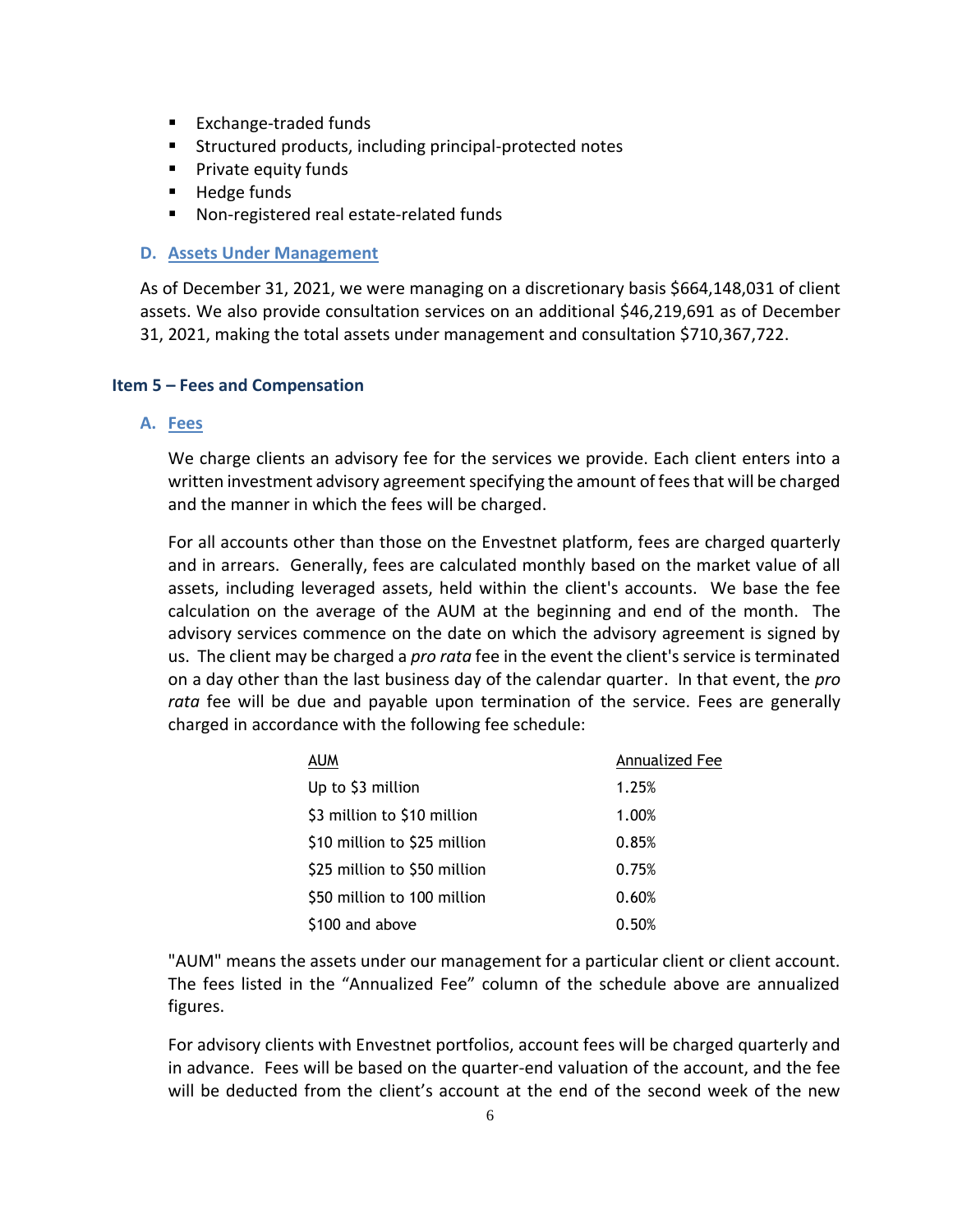- Exchange-traded funds
- Structured products, including principal-protected notes
- Private equity funds
- Hedge funds
- Non-registered real estate-related funds

### D. Assets Under Management

As of December 31, 2021, we were managing on a discretionary basis $664,148,031 of client assets. We also provide consultation services on an additional $46,219,691 as of December 31, 2021, making the total assets under management and consultation $710,367,722.

## Item 5 – Fees and Compensation

### A. Fees

We charge clients an advisory fee for the services we provide. Each client enters into a written investment advisory agreement specifying the amount of fees that will be charged and the manner in which the fees will be charged.

For all accounts other than those on the Envestnet platform, fees are charged quarterly and in arrears. Generally, fees are calculated monthly based on the market value of all assets, including leveraged assets, held within the client's accounts. We base the fee calculation on the average of the AUM at the beginning and end of the month. The advisory services commence on the date on which the advisory agreement is signed by us. The client may be charged a *pro rata* fee in the event the client's service is terminated on a day other than the last business day of the calendar quarter. In that event, the *pro rata* fee will be due and payable upon termination of the service. Fees are generally charged in accordance with the following fee schedule:

| AUM | Annualized Fee |
|---|---|
| Up to $3 million | 1.25% |
| $3 million to $10 million | 1.00% |
| $10 million to $25 million | 0.85% |
| $25 million to $50 million | 0.75% |
| $50 million to 100 million | 0.60% |
| $100 and above | 0.50% |

"AUM" means the assets under our management for a particular client or client account. The fees listed in the "Annualized Fee" column of the schedule above are annualized figures.

For advisory clients with Envestnet portfolios, account fees will be charged quarterly and in advance. Fees will be based on the quarter-end valuation of the account, and the fee will be deducted from the client's account at the end of the second week of the new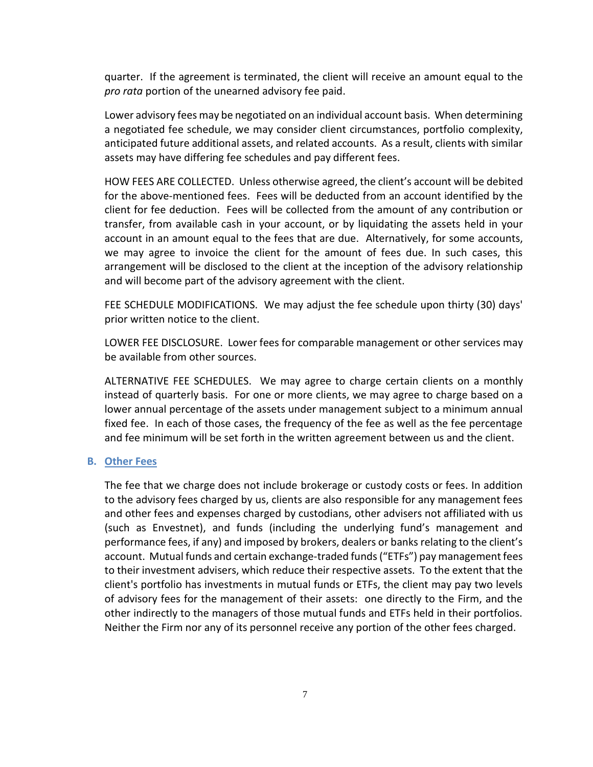quarter. If the agreement is terminated, the client will receive an amount equal to the *pro rata* portion of the unearned advisory fee paid.

Lower advisory fees may be negotiated on an individual account basis. When determining a negotiated fee schedule, we may consider client circumstances, portfolio complexity, anticipated future additional assets, and related accounts. As a result, clients with similar assets may have differing fee schedules and pay different fees.

HOW FEES ARE COLLECTED. Unless otherwise agreed, the client's account will be debited for the above-mentioned fees. Fees will be deducted from an account identified by the client for fee deduction. Fees will be collected from the amount of any contribution or transfer, from available cash in your account, or by liquidating the assets held in your account in an amount equal to the fees that are due. Alternatively, for some accounts, we may agree to invoice the client for the amount of fees due. In such cases, this arrangement will be disclosed to the client at the inception of the advisory relationship and will become part of the advisory agreement with the client.

FEE SCHEDULE MODIFICATIONS. We may adjust the fee schedule upon thirty (30) days' prior written notice to the client.

LOWER FEE DISCLOSURE. Lower fees for comparable management or other services may be available from other sources.

ALTERNATIVE FEE SCHEDULES. We may agree to charge certain clients on a monthly instead of quarterly basis. For one or more clients, we may agree to charge based on a lower annual percentage of the assets under management subject to a minimum annual fixed fee. In each of those cases, the frequency of the fee as well as the fee percentage and fee minimum will be set forth in the written agreement between us and the client.

### B. Other Fees

The fee that we charge does not include brokerage or custody costs or fees. In addition to the advisory fees charged by us, clients are also responsible for any management fees and other fees and expenses charged by custodians, other advisers not affiliated with us (such as Envestnet), and funds (including the underlying fund's management and performance fees, if any) and imposed by brokers, dealers or banks relating to the client's account. Mutual funds and certain exchange-traded funds ("ETFs") pay management fees to their investment advisers, which reduce their respective assets. To the extent that the client's portfolio has investments in mutual funds or ETFs, the client may pay two levels of advisory fees for the management of their assets: one directly to the Firm, and the other indirectly to the managers of those mutual funds and ETFs held in their portfolios. Neither the Firm nor any of its personnel receive any portion of the other fees charged.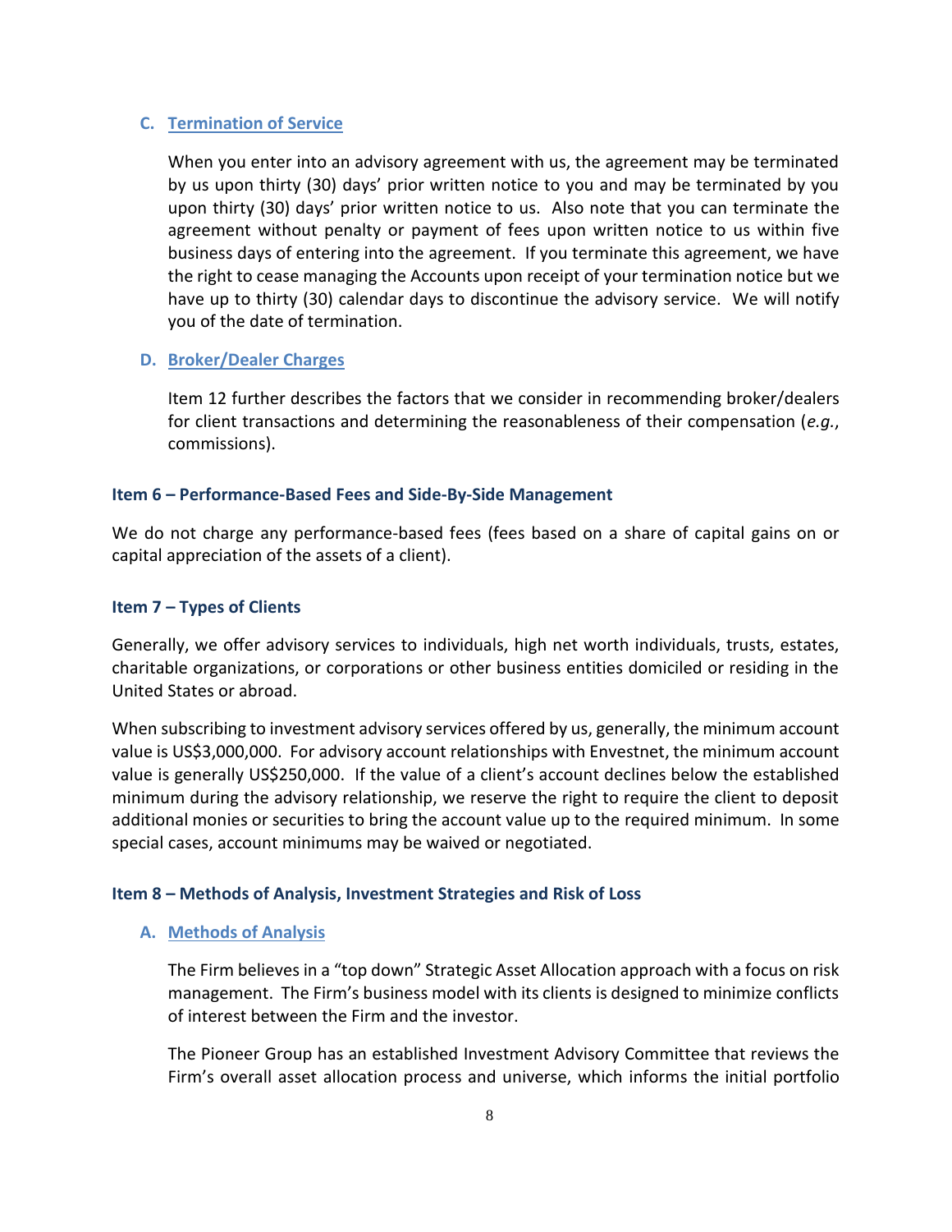### C. Termination of Service

When you enter into an advisory agreement with us, the agreement may be terminated by us upon thirty (30) days' prior written notice to you and may be terminated by you upon thirty (30) days' prior written notice to us. Also note that you can terminate the agreement without penalty or payment of fees upon written notice to us within five business days of entering into the agreement. If you terminate this agreement, we have the right to cease managing the Accounts upon receipt of your termination notice but we have up to thirty (30) calendar days to discontinue the advisory service. We will notify you of the date of termination.

### D. Broker/Dealer Charges

Item 12 further describes the factors that we consider in recommending broker/dealers for client transactions and determining the reasonableness of their compensation (*e.g.*, commissions).

## Item 6 – Performance-Based Fees and Side-By-Side Management

We do not charge any performance-based fees (fees based on a share of capital gains on or capital appreciation of the assets of a client).

## Item 7 – Types of Clients

Generally, we offer advisory services to individuals, high net worth individuals, trusts, estates, charitable organizations, or corporations or other business entities domiciled or residing in the United States or abroad.

When subscribing to investment advisory services offered by us, generally, the minimum account value is US$3,000,000. For advisory account relationships with Envestnet, the minimum account value is generally US$250,000. If the value of a client's account declines below the established minimum during the advisory relationship, we reserve the right to require the client to deposit additional monies or securities to bring the account value up to the required minimum. In some special cases, account minimums may be waived or negotiated.

## Item 8 – Methods of Analysis, Investment Strategies and Risk of Loss

### A. Methods of Analysis

The Firm believes in a "top down" Strategic Asset Allocation approach with a focus on risk management. The Firm's business model with its clients is designed to minimize conflicts of interest between the Firm and the investor.

The Pioneer Group has an established Investment Advisory Committee that reviews the Firm's overall asset allocation process and universe, which informs the initial portfolio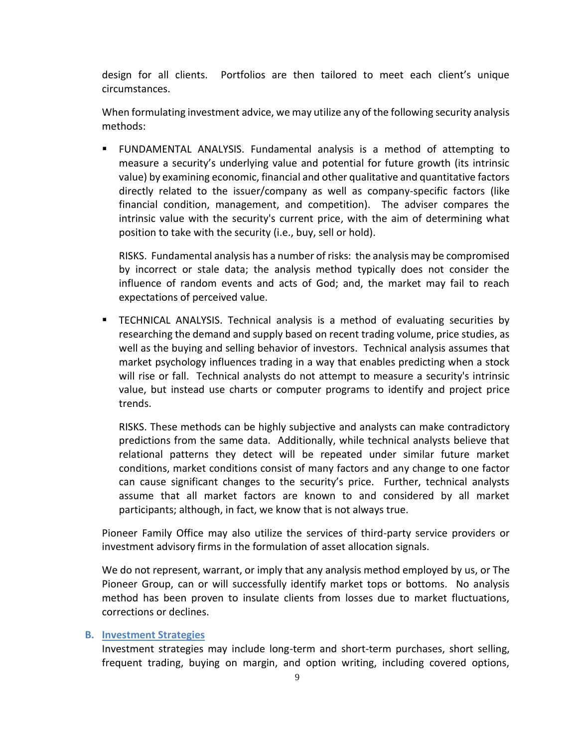design for all clients. Portfolios are then tailored to meet each client's unique circumstances.

When formulating investment advice, we may utilize any of the following security analysis methods:

- FUNDAMENTAL ANALYSIS. Fundamental analysis is a method of attempting to measure a security's underlying value and potential for future growth (its intrinsic value) by examining economic, financial and other qualitative and quantitative factors directly related to the issuer/company as well as company-specific factors (like financial condition, management, and competition). The adviser compares the intrinsic value with the security's current price, with the aim of determining what position to take with the security (i.e., buy, sell or hold).

  RISKS. Fundamental analysis has a number of risks: the analysis may be compromised by incorrect or stale data; the analysis method typically does not consider the influence of random events and acts of God; and, the market may fail to reach expectations of perceived value.

- TECHNICAL ANALYSIS. Technical analysis is a method of evaluating securities by researching the demand and supply based on recent trading volume, price studies, as well as the buying and selling behavior of investors. Technical analysis assumes that market psychology influences trading in a way that enables predicting when a stock will rise or fall. Technical analysts do not attempt to measure a security's intrinsic value, but instead use charts or computer programs to identify and project price trends.

  RISKS. These methods can be highly subjective and analysts can make contradictory predictions from the same data. Additionally, while technical analysts believe that relational patterns they detect will be repeated under similar future market conditions, market conditions consist of many factors and any change to one factor can cause significant changes to the security's price. Further, technical analysts assume that all market factors are known to and considered by all market participants; although, in fact, we know that is not always true.

Pioneer Family Office may also utilize the services of third-party service providers or investment advisory firms in the formulation of asset allocation signals.

We do not represent, warrant, or imply that any analysis method employed by us, or The Pioneer Group, can or will successfully identify market tops or bottoms. No analysis method has been proven to insulate clients from losses due to market fluctuations, corrections or declines.

### B. Investment Strategies

Investment strategies may include long-term and short-term purchases, short selling, frequent trading, buying on margin, and option writing, including covered options,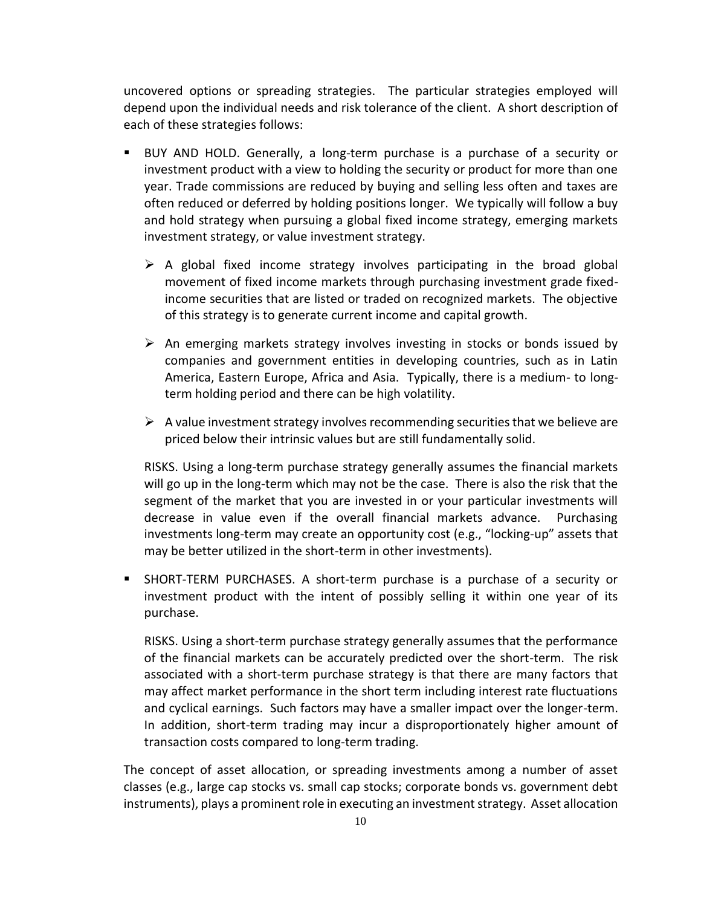uncovered options or spreading strategies. The particular strategies employed will depend upon the individual needs and risk tolerance of the client. A short description of each of these strategies follows:

- BUY AND HOLD. Generally, a long-term purchase is a purchase of a security or investment product with a view to holding the security or product for more than one year. Trade commissions are reduced by buying and selling less often and taxes are often reduced or deferred by holding positions longer. We typically will follow a buy and hold strategy when pursuing a global fixed income strategy, emerging markets investment strategy, or value investment strategy.

  - A global fixed income strategy involves participating in the broad global movement of fixed income markets through purchasing investment grade fixed-income securities that are listed or traded on recognized markets. The objective of this strategy is to generate current income and capital growth.

  - An emerging markets strategy involves investing in stocks or bonds issued by companies and government entities in developing countries, such as in Latin America, Eastern Europe, Africa and Asia. Typically, there is a medium- to long-term holding period and there can be high volatility.

  - A value investment strategy involves recommending securities that we believe are priced below their intrinsic values but are still fundamentally solid.

  RISKS. Using a long-term purchase strategy generally assumes the financial markets will go up in the long-term which may not be the case. There is also the risk that the segment of the market that you are invested in or your particular investments will decrease in value even if the overall financial markets advance. Purchasing investments long-term may create an opportunity cost (e.g., "locking-up" assets that may be better utilized in the short-term in other investments).

- SHORT-TERM PURCHASES. A short-term purchase is a purchase of a security or investment product with the intent of possibly selling it within one year of its purchase.

  RISKS. Using a short-term purchase strategy generally assumes that the performance of the financial markets can be accurately predicted over the short-term. The risk associated with a short-term purchase strategy is that there are many factors that may affect market performance in the short term including interest rate fluctuations and cyclical earnings. Such factors may have a smaller impact over the longer-term. In addition, short-term trading may incur a disproportionately higher amount of transaction costs compared to long-term trading.

The concept of asset allocation, or spreading investments among a number of asset classes (e.g., large cap stocks vs. small cap stocks; corporate bonds vs. government debt instruments), plays a prominent role in executing an investment strategy. Asset allocation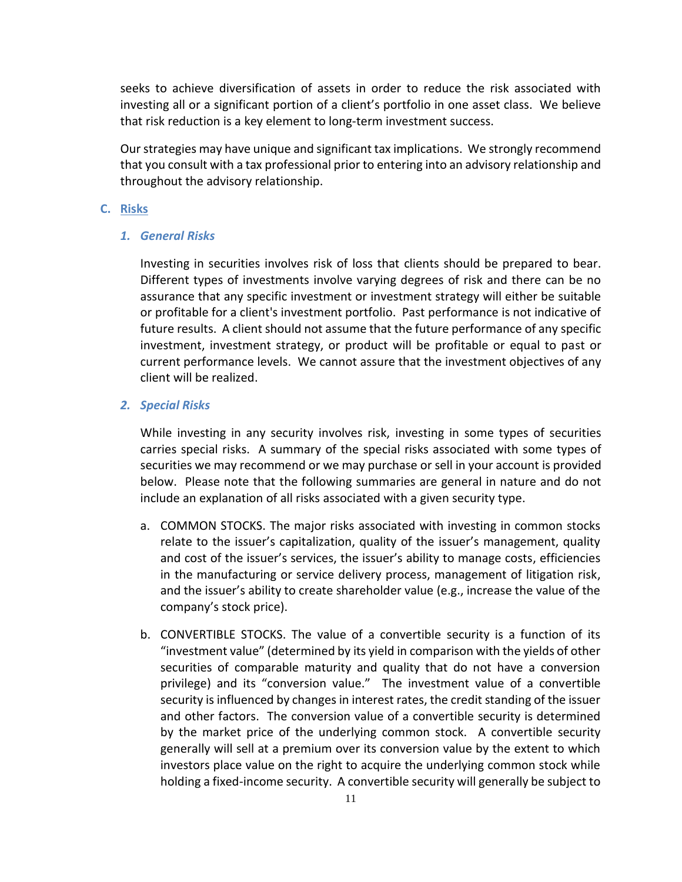seeks to achieve diversification of assets in order to reduce the risk associated with investing all or a significant portion of a client's portfolio in one asset class. We believe that risk reduction is a key element to long-term investment success.

Our strategies may have unique and significant tax implications. We strongly recommend that you consult with a tax professional prior to entering into an advisory relationship and throughout the advisory relationship.

## C. Risks

### 1. *General Risks*

Investing in securities involves risk of loss that clients should be prepared to bear. Different types of investments involve varying degrees of risk and there can be no assurance that any specific investment or investment strategy will either be suitable or profitable for a client's investment portfolio. Past performance is not indicative of future results. A client should not assume that the future performance of any specific investment, investment strategy, or product will be profitable or equal to past or current performance levels. We cannot assure that the investment objectives of any client will be realized.

### 2. *Special Risks*

While investing in any security involves risk, investing in some types of securities carries special risks. A summary of the special risks associated with some types of securities we may recommend or we may purchase or sell in your account is provided below. Please note that the following summaries are general in nature and do not include an explanation of all risks associated with a given security type.

a. COMMON STOCKS. The major risks associated with investing in common stocks relate to the issuer's capitalization, quality of the issuer's management, quality and cost of the issuer's services, the issuer's ability to manage costs, efficiencies in the manufacturing or service delivery process, management of litigation risk, and the issuer's ability to create shareholder value (e.g., increase the value of the company's stock price).

b. CONVERTIBLE STOCKS. The value of a convertible security is a function of its "investment value" (determined by its yield in comparison with the yields of other securities of comparable maturity and quality that do not have a conversion privilege) and its "conversion value." The investment value of a convertible security is influenced by changes in interest rates, the credit standing of the issuer and other factors. The conversion value of a convertible security is determined by the market price of the underlying common stock. A convertible security generally will sell at a premium over its conversion value by the extent to which investors place value on the right to acquire the underlying common stock while holding a fixed-income security. A convertible security will generally be subject to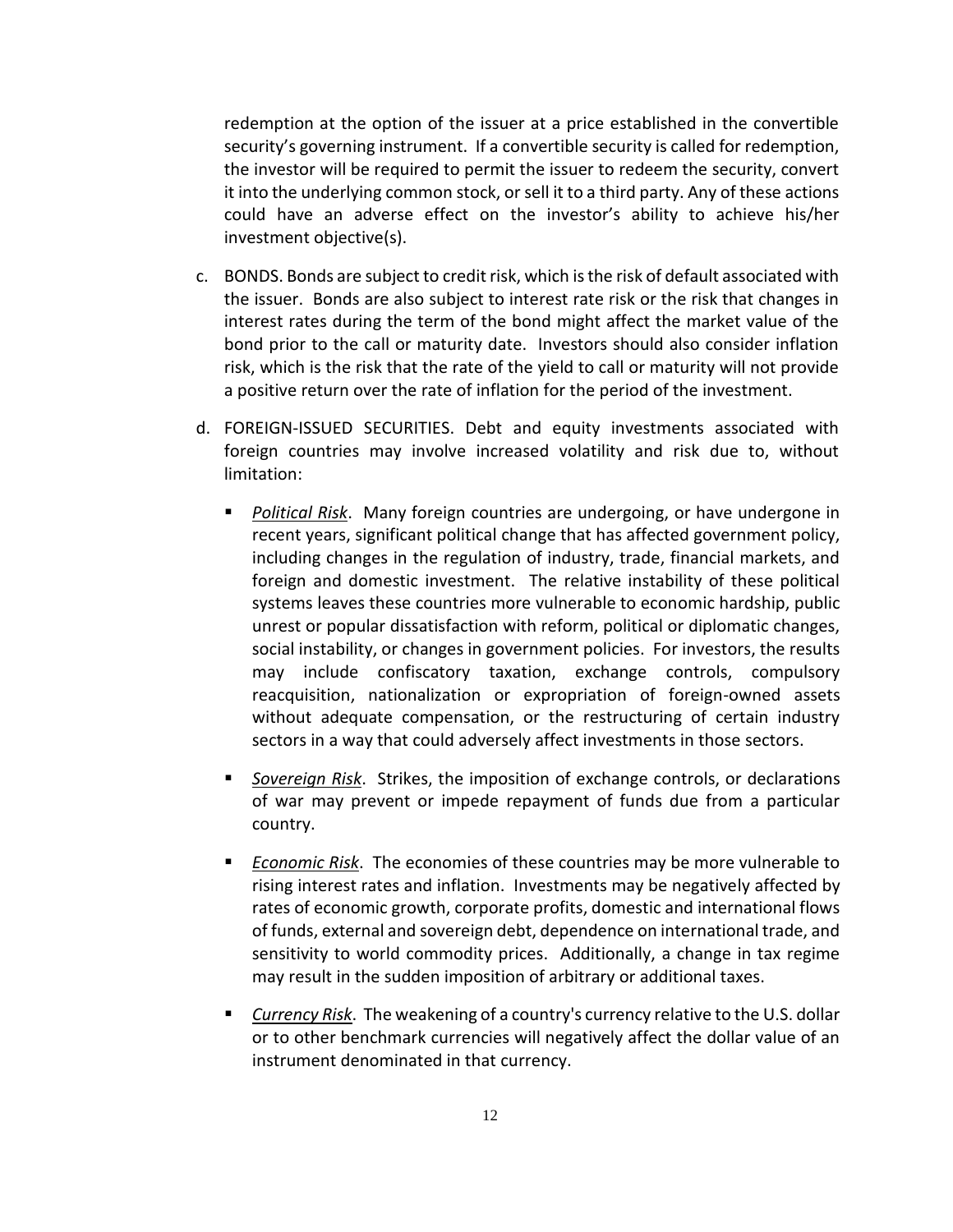redemption at the option of the issuer at a price established in the convertible security's governing instrument. If a convertible security is called for redemption, the investor will be required to permit the issuer to redeem the security, convert it into the underlying common stock, or sell it to a third party. Any of these actions could have an adverse effect on the investor's ability to achieve his/her investment objective(s).

c. BONDS. Bonds are subject to credit risk, which is the risk of default associated with the issuer. Bonds are also subject to interest rate risk or the risk that changes in interest rates during the term of the bond might affect the market value of the bond prior to the call or maturity date. Investors should also consider inflation risk, which is the risk that the rate of the yield to call or maturity will not provide a positive return over the rate of inflation for the period of the investment.

d. FOREIGN-ISSUED SECURITIES. Debt and equity investments associated with foreign countries may involve increased volatility and risk due to, without limitation:

   - *Political Risk*. Many foreign countries are undergoing, or have undergone in recent years, significant political change that has affected government policy, including changes in the regulation of industry, trade, financial markets, and foreign and domestic investment. The relative instability of these political systems leaves these countries more vulnerable to economic hardship, public unrest or popular dissatisfaction with reform, political or diplomatic changes, social instability, or changes in government policies. For investors, the results may include confiscatory taxation, exchange controls, compulsory reacquisition, nationalization or expropriation of foreign-owned assets without adequate compensation, or the restructuring of certain industry sectors in a way that could adversely affect investments in those sectors.

   - *Sovereign Risk*. Strikes, the imposition of exchange controls, or declarations of war may prevent or impede repayment of funds due from a particular country.

   - *Economic Risk*. The economies of these countries may be more vulnerable to rising interest rates and inflation. Investments may be negatively affected by rates of economic growth, corporate profits, domestic and international flows of funds, external and sovereign debt, dependence on international trade, and sensitivity to world commodity prices. Additionally, a change in tax regime may result in the sudden imposition of arbitrary or additional taxes.

   - *Currency Risk*. The weakening of a country's currency relative to the U.S. dollar or to other benchmark currencies will negatively affect the dollar value of an instrument denominated in that currency.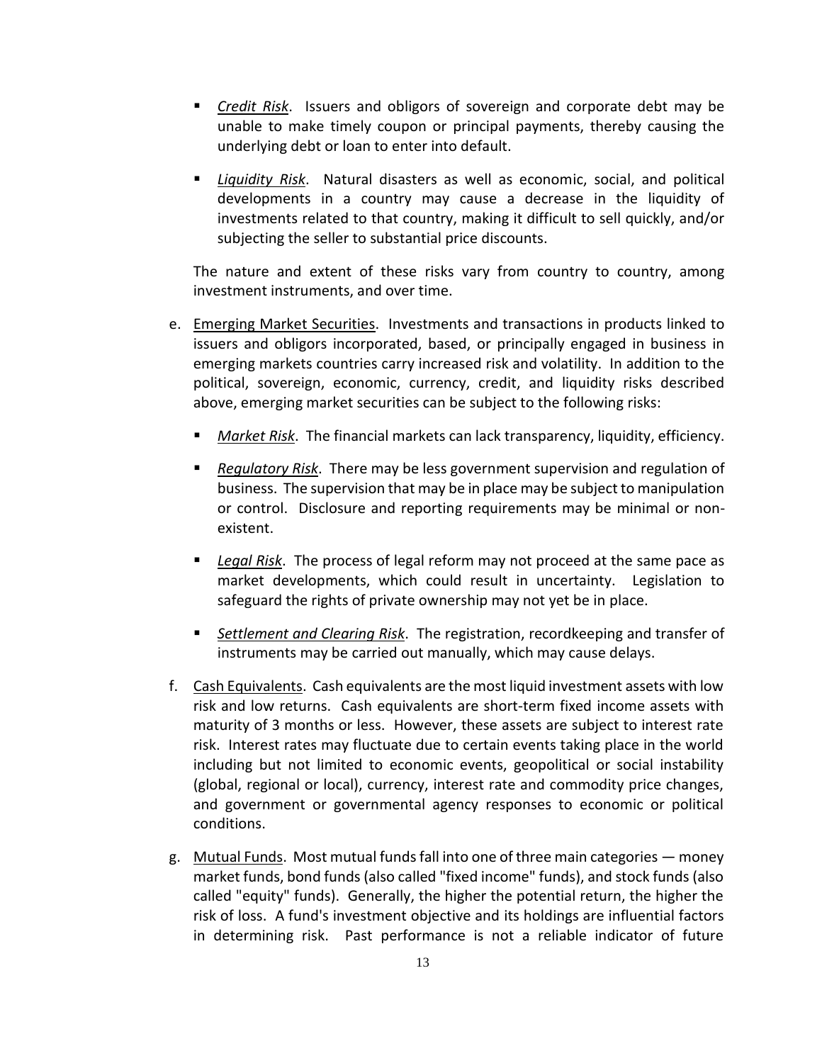- *Credit Risk*. Issuers and obligors of sovereign and corporate debt may be unable to make timely coupon or principal payments, thereby causing the underlying debt or loan to enter into default.

- *Liquidity Risk*. Natural disasters as well as economic, social, and political developments in a country may cause a decrease in the liquidity of investments related to that country, making it difficult to sell quickly, and/or subjecting the seller to substantial price discounts.

The nature and extent of these risks vary from country to country, among investment instruments, and over time.

e. Emerging Market Securities. Investments and transactions in products linked to issuers and obligors incorporated, based, or principally engaged in business in emerging markets countries carry increased risk and volatility. In addition to the political, sovereign, economic, currency, credit, and liquidity risks described above, emerging market securities can be subject to the following risks:

   - *Market Risk*. The financial markets can lack transparency, liquidity, efficiency.

   - *Regulatory Risk*. There may be less government supervision and regulation of business. The supervision that may be in place may be subject to manipulation or control. Disclosure and reporting requirements may be minimal or non-existent.

   - *Legal Risk*. The process of legal reform may not proceed at the same pace as market developments, which could result in uncertainty. Legislation to safeguard the rights of private ownership may not yet be in place.

   - *Settlement and Clearing Risk*. The registration, recordkeeping and transfer of instruments may be carried out manually, which may cause delays.

f. Cash Equivalents. Cash equivalents are the most liquid investment assets with low risk and low returns. Cash equivalents are short-term fixed income assets with maturity of 3 months or less. However, these assets are subject to interest rate risk. Interest rates may fluctuate due to certain events taking place in the world including but not limited to economic events, geopolitical or social instability (global, regional or local), currency, interest rate and commodity price changes, and government or governmental agency responses to economic or political conditions.

g. Mutual Funds. Most mutual funds fall into one of three main categories — money market funds, bond funds (also called "fixed income" funds), and stock funds (also called "equity" funds). Generally, the higher the potential return, the higher the risk of loss. A fund's investment objective and its holdings are influential factors in determining risk. Past performance is not a reliable indicator of future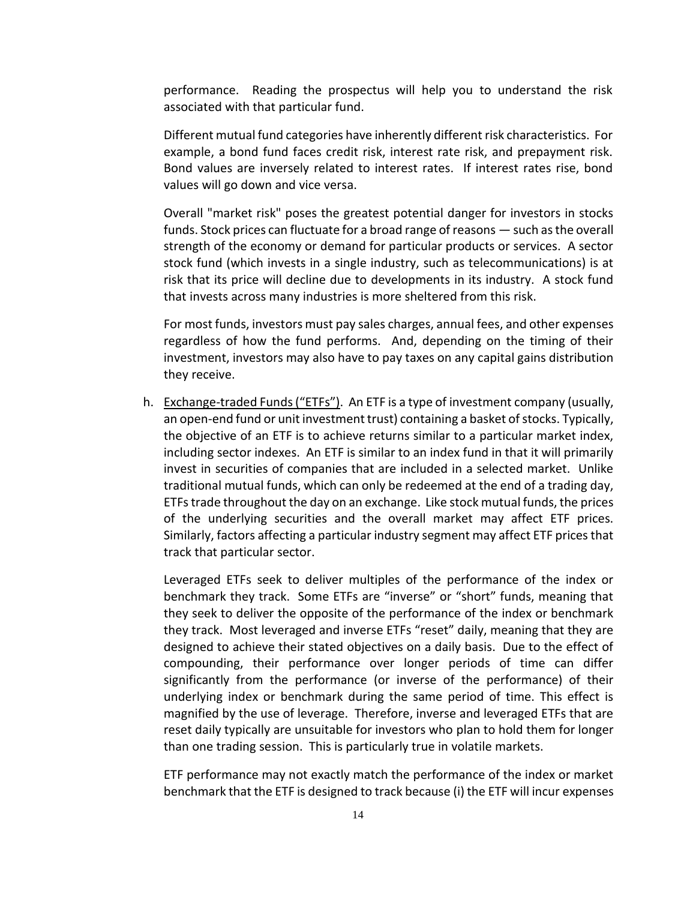performance. Reading the prospectus will help you to understand the risk associated with that particular fund.

Different mutual fund categories have inherently different risk characteristics. For example, a bond fund faces credit risk, interest rate risk, and prepayment risk. Bond values are inversely related to interest rates. If interest rates rise, bond values will go down and vice versa.

Overall "market risk" poses the greatest potential danger for investors in stocks funds. Stock prices can fluctuate for a broad range of reasons — such as the overall strength of the economy or demand for particular products or services. A sector stock fund (which invests in a single industry, such as telecommunications) is at risk that its price will decline due to developments in its industry. A stock fund that invests across many industries is more sheltered from this risk.

For most funds, investors must pay sales charges, annual fees, and other expenses regardless of how the fund performs. And, depending on the timing of their investment, investors may also have to pay taxes on any capital gains distribution they receive.

h. Exchange-traded Funds ("ETFs"). An ETF is a type of investment company (usually, an open-end fund or unit investment trust) containing a basket of stocks. Typically, the objective of an ETF is to achieve returns similar to a particular market index, including sector indexes. An ETF is similar to an index fund in that it will primarily invest in securities of companies that are included in a selected market. Unlike traditional mutual funds, which can only be redeemed at the end of a trading day, ETFs trade throughout the day on an exchange. Like stock mutual funds, the prices of the underlying securities and the overall market may affect ETF prices. Similarly, factors affecting a particular industry segment may affect ETF prices that track that particular sector.

   Leveraged ETFs seek to deliver multiples of the performance of the index or benchmark they track. Some ETFs are "inverse" or "short" funds, meaning that they seek to deliver the opposite of the performance of the index or benchmark they track. Most leveraged and inverse ETFs "reset" daily, meaning that they are designed to achieve their stated objectives on a daily basis. Due to the effect of compounding, their performance over longer periods of time can differ significantly from the performance (or inverse of the performance) of their underlying index or benchmark during the same period of time. This effect is magnified by the use of leverage. Therefore, inverse and leveraged ETFs that are reset daily typically are unsuitable for investors who plan to hold them for longer than one trading session. This is particularly true in volatile markets.

   ETF performance may not exactly match the performance of the index or market benchmark that the ETF is designed to track because (i) the ETF will incur expenses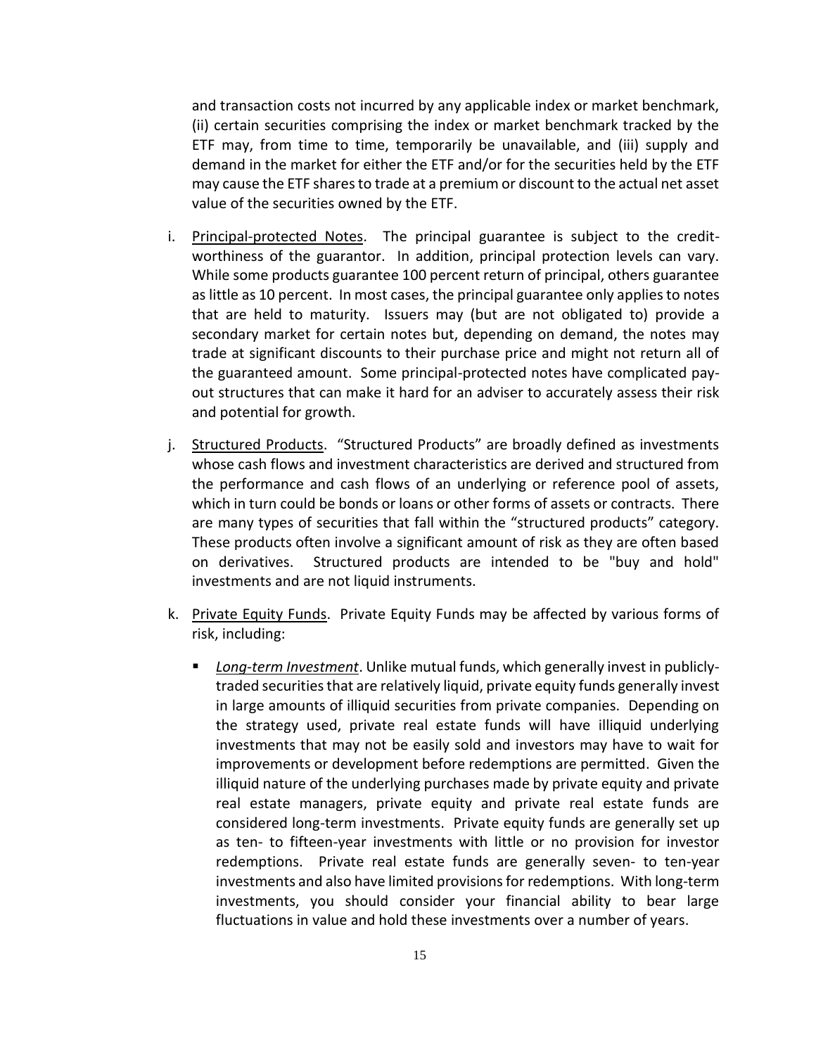and transaction costs not incurred by any applicable index or market benchmark, (ii) certain securities comprising the index or market benchmark tracked by the ETF may, from time to time, temporarily be unavailable, and (iii) supply and demand in the market for either the ETF and/or for the securities held by the ETF may cause the ETF shares to trade at a premium or discount to the actual net asset value of the securities owned by the ETF.

i. Principal-protected Notes. The principal guarantee is subject to the credit-worthiness of the guarantor. In addition, principal protection levels can vary. While some products guarantee 100 percent return of principal, others guarantee as little as 10 percent. In most cases, the principal guarantee only applies to notes that are held to maturity. Issuers may (but are not obligated to) provide a secondary market for certain notes but, depending on demand, the notes may trade at significant discounts to their purchase price and might not return all of the guaranteed amount. Some principal-protected notes have complicated pay-out structures that can make it hard for an adviser to accurately assess their risk and potential for growth.

j. Structured Products. "Structured Products" are broadly defined as investments whose cash flows and investment characteristics are derived and structured from the performance and cash flows of an underlying or reference pool of assets, which in turn could be bonds or loans or other forms of assets or contracts. There are many types of securities that fall within the "structured products" category. These products often involve a significant amount of risk as they are often based on derivatives. Structured products are intended to be "buy and hold" investments and are not liquid instruments.

k. Private Equity Funds. Private Equity Funds may be affected by various forms of risk, including:

- *Long-term Investment*. Unlike mutual funds, which generally invest in publicly-traded securities that are relatively liquid, private equity funds generally invest in large amounts of illiquid securities from private companies. Depending on the strategy used, private real estate funds will have illiquid underlying investments that may not be easily sold and investors may have to wait for improvements or development before redemptions are permitted. Given the illiquid nature of the underlying purchases made by private equity and private real estate managers, private equity and private real estate funds are considered long-term investments. Private equity funds are generally set up as ten- to fifteen-year investments with little or no provision for investor redemptions. Private real estate funds are generally seven- to ten-year investments and also have limited provisions for redemptions. With long-term investments, you should consider your financial ability to bear large fluctuations in value and hold these investments over a number of years.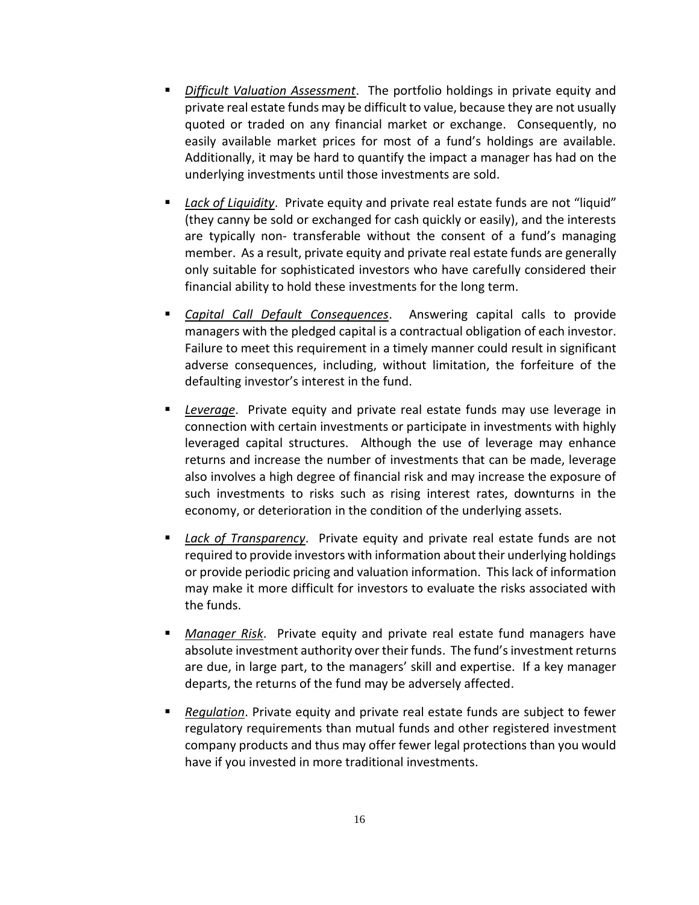- *<u>Difficult Valuation Assessment</u>*. The portfolio holdings in private equity and private real estate funds may be difficult to value, because they are not usually quoted or traded on any financial market or exchange. Consequently, no easily available market prices for most of a fund's holdings are available. Additionally, it may be hard to quantify the impact a manager has had on the underlying investments until those investments are sold.

- *<u>Lack of Liquidity</u>*. Private equity and private real estate funds are not "liquid" (they canny be sold or exchanged for cash quickly or easily), and the interests are typically non- transferable without the consent of a fund's managing member. As a result, private equity and private real estate funds are generally only suitable for sophisticated investors who have carefully considered their financial ability to hold these investments for the long term.

- *<u>Capital Call Default Consequences</u>*. Answering capital calls to provide managers with the pledged capital is a contractual obligation of each investor. Failure to meet this requirement in a timely manner could result in significant adverse consequences, including, without limitation, the forfeiture of the defaulting investor's interest in the fund.

- *<u>Leverage</u>*. Private equity and private real estate funds may use leverage in connection with certain investments or participate in investments with highly leveraged capital structures. Although the use of leverage may enhance returns and increase the number of investments that can be made, leverage also involves a high degree of financial risk and may increase the exposure of such investments to risks such as rising interest rates, downturns in the economy, or deterioration in the condition of the underlying assets.

- *<u>Lack of Transparency</u>*. Private equity and private real estate funds are not required to provide investors with information about their underlying holdings or provide periodic pricing and valuation information. This lack of information may make it more difficult for investors to evaluate the risks associated with the funds.

- *<u>Manager Risk</u>*. Private equity and private real estate fund managers have absolute investment authority over their funds. The fund's investment returns are due, in large part, to the managers' skill and expertise. If a key manager departs, the returns of the fund may be adversely affected.

- *<u>Regulation</u>*. Private equity and private real estate funds are subject to fewer regulatory requirements than mutual funds and other registered investment company products and thus may offer fewer legal protections than you would have if you invested in more traditional investments.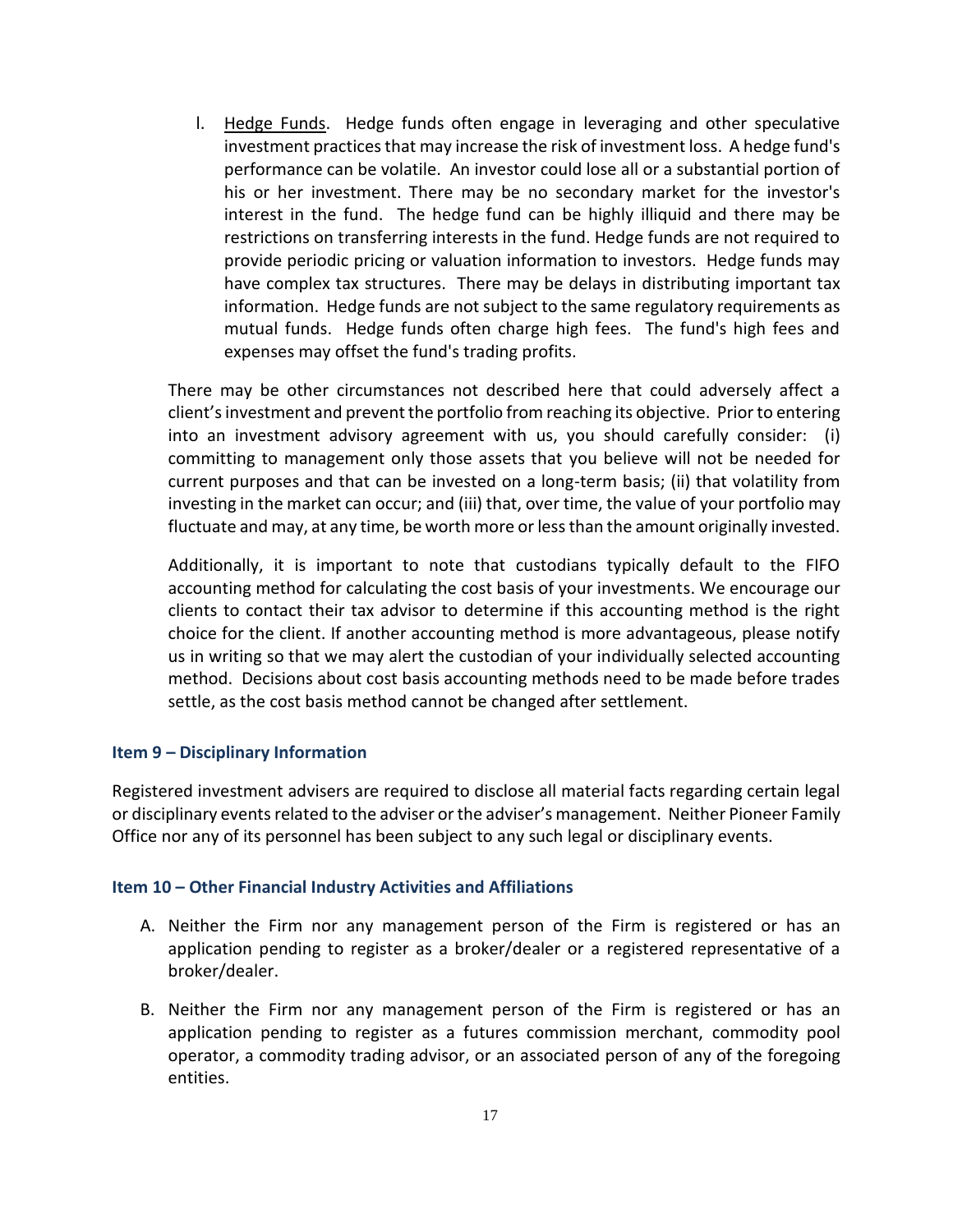l. Underlined "Hedge Funds". Hedge funds often engage in leveraging and other speculative investment practices that may increase the risk of investment loss. A hedge fund's performance can be volatile. An investor could lose all or a substantial portion of his or her investment. There may be no secondary market for the investor's interest in the fund. The hedge fund can be highly illiquid and there may be restrictions on transferring interests in the fund. Hedge funds are not required to provide periodic pricing or valuation information to investors. Hedge funds may have complex tax structures. There may be delays in distributing important tax information. Hedge funds are not subject to the same regulatory requirements as mutual funds. Hedge funds often charge high fees. The fund's high fees and expenses may offset the fund's trading profits.

There may be other circumstances not described here that could adversely affect a client's investment and prevent the portfolio from reaching its objective. Prior to entering into an investment advisory agreement with us, you should carefully consider: (i) committing to management only those assets that you believe will not be needed for current purposes and that can be invested on a long-term basis; (ii) that volatility from investing in the market can occur; and (iii) that, over time, the value of your portfolio may fluctuate and may, at any time, be worth more or less than the amount originally invested.

Additionally, it is important to note that custodians typically default to the FIFO accounting method for calculating the cost basis of your investments. We encourage our clients to contact their tax advisor to determine if this accounting method is the right choice for the client. If another accounting method is more advantageous, please notify us in writing so that we may alert the custodian of your individually selected accounting method. Decisions about cost basis accounting methods need to be made before trades settle, as the cost basis method cannot be changed after settlement.

## Item 9 – Disciplinary Information

Registered investment advisers are required to disclose all material facts regarding certain legal or disciplinary events related to the adviser or the adviser's management. Neither Pioneer Family Office nor any of its personnel has been subject to any such legal or disciplinary events.

## Item 10 – Other Financial Industry Activities and Affiliations

A. Neither the Firm nor any management person of the Firm is registered or has an application pending to register as a broker/dealer or a registered representative of a broker/dealer.

B. Neither the Firm nor any management person of the Firm is registered or has an application pending to register as a futures commission merchant, commodity pool operator, a commodity trading advisor, or an associated person of any of the foregoing entities.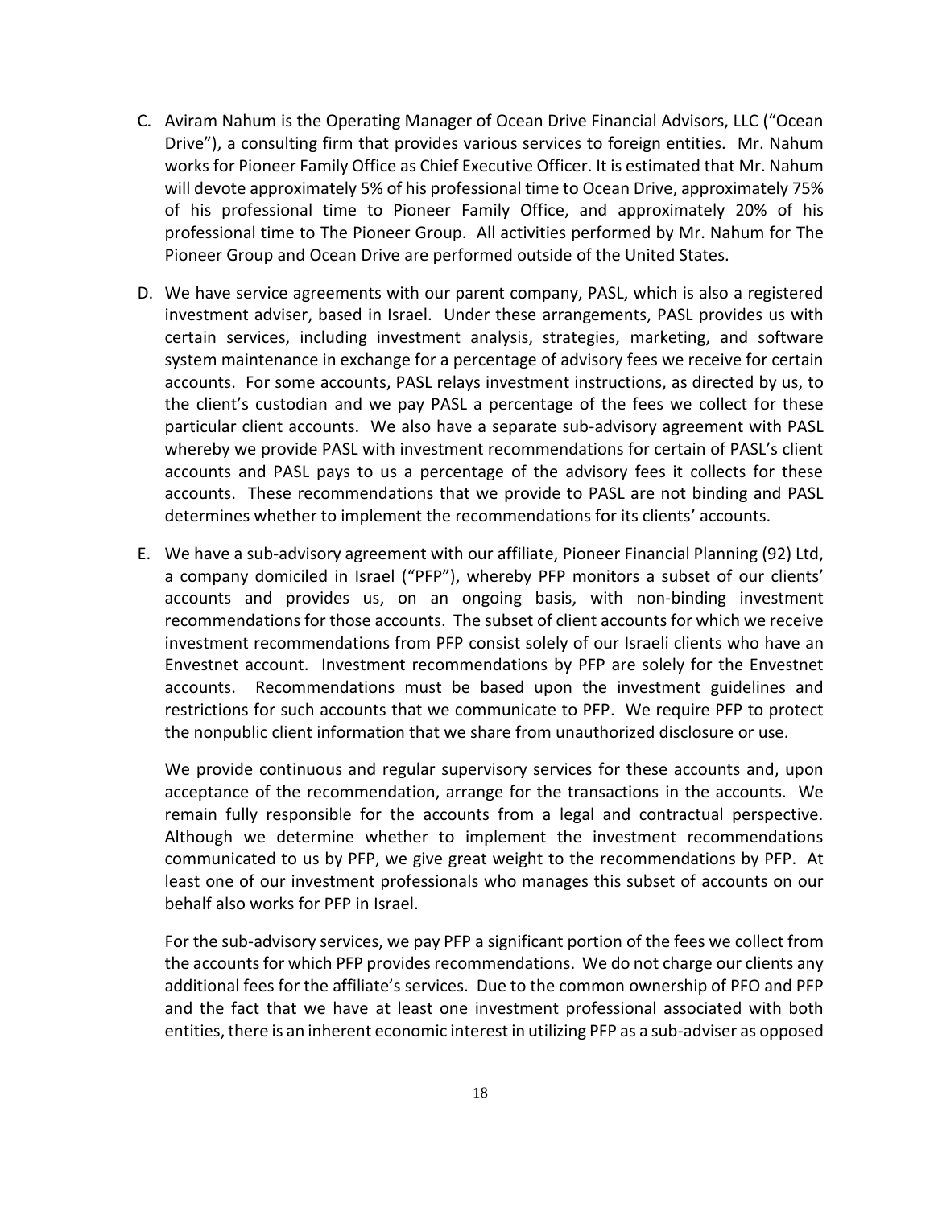C. Aviram Nahum is the Operating Manager of Ocean Drive Financial Advisors, LLC ("Ocean Drive"), a consulting firm that provides various services to foreign entities. Mr. Nahum works for Pioneer Family Office as Chief Executive Officer. It is estimated that Mr. Nahum will devote approximately 5% of his professional time to Ocean Drive, approximately 75% of his professional time to Pioneer Family Office, and approximately 20% of his professional time to The Pioneer Group. All activities performed by Mr. Nahum for The Pioneer Group and Ocean Drive are performed outside of the United States.

D. We have service agreements with our parent company, PASL, which is also a registered investment adviser, based in Israel. Under these arrangements, PASL provides us with certain services, including investment analysis, strategies, marketing, and software system maintenance in exchange for a percentage of advisory fees we receive for certain accounts. For some accounts, PASL relays investment instructions, as directed by us, to the client's custodian and we pay PASL a percentage of the fees we collect for these particular client accounts. We also have a separate sub-advisory agreement with PASL whereby we provide PASL with investment recommendations for certain of PASL's client accounts and PASL pays to us a percentage of the advisory fees it collects for these accounts. These recommendations that we provide to PASL are not binding and PASL determines whether to implement the recommendations for its clients' accounts.

E. We have a sub-advisory agreement with our affiliate, Pioneer Financial Planning (92) Ltd, a company domiciled in Israel ("PFP"), whereby PFP monitors a subset of our clients' accounts and provides us, on an ongoing basis, with non-binding investment recommendations for those accounts. The subset of client accounts for which we receive investment recommendations from PFP consist solely of our Israeli clients who have an Envestnet account. Investment recommendations by PFP are solely for the Envestnet accounts. Recommendations must be based upon the investment guidelines and restrictions for such accounts that we communicate to PFP. We require PFP to protect the nonpublic client information that we share from unauthorized disclosure or use.

   We provide continuous and regular supervisory services for these accounts and, upon acceptance of the recommendation, arrange for the transactions in the accounts. We remain fully responsible for the accounts from a legal and contractual perspective. Although we determine whether to implement the investment recommendations communicated to us by PFP, we give great weight to the recommendations by PFP. At least one of our investment professionals who manages this subset of accounts on our behalf also works for PFP in Israel.

   For the sub-advisory services, we pay PFP a significant portion of the fees we collect from the accounts for which PFP provides recommendations. We do not charge our clients any additional fees for the affiliate's services. Due to the common ownership of PFO and PFP and the fact that we have at least one investment professional associated with both entities, there is an inherent economic interest in utilizing PFP as a sub-adviser as opposed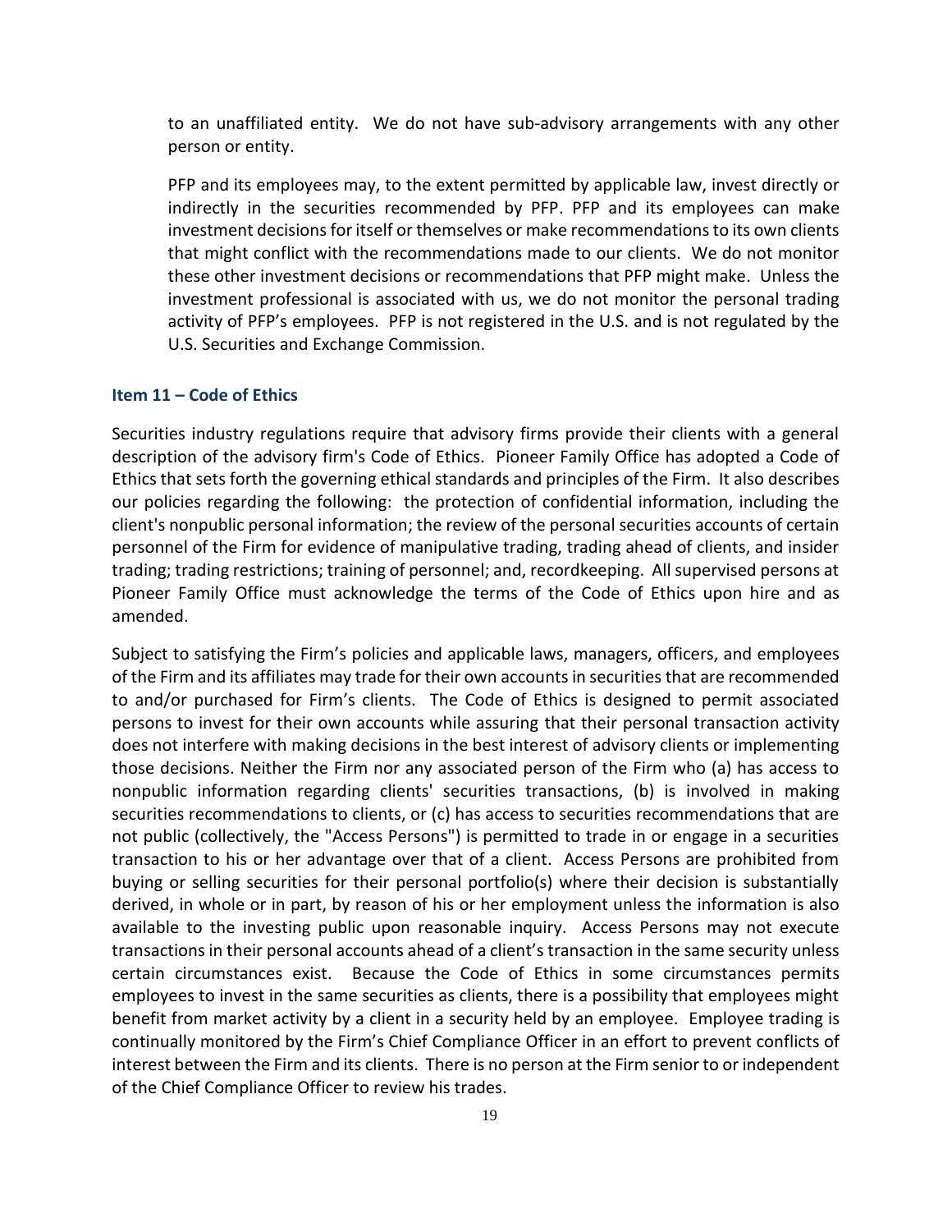to an unaffiliated entity. We do not have sub-advisory arrangements with any other person or entity.

PFP and its employees may, to the extent permitted by applicable law, invest directly or indirectly in the securities recommended by PFP. PFP and its employees can make investment decisions for itself or themselves or make recommendations to its own clients that might conflict with the recommendations made to our clients. We do not monitor these other investment decisions or recommendations that PFP might make. Unless the investment professional is associated with us, we do not monitor the personal trading activity of PFP's employees. PFP is not registered in the U.S. and is not regulated by the U.S. Securities and Exchange Commission.

### Item 11 – Code of Ethics

Securities industry regulations require that advisory firms provide their clients with a general description of the advisory firm's Code of Ethics. Pioneer Family Office has adopted a Code of Ethics that sets forth the governing ethical standards and principles of the Firm. It also describes our policies regarding the following: the protection of confidential information, including the client's nonpublic personal information; the review of the personal securities accounts of certain personnel of the Firm for evidence of manipulative trading, trading ahead of clients, and insider trading; trading restrictions; training of personnel; and, recordkeeping. All supervised persons at Pioneer Family Office must acknowledge the terms of the Code of Ethics upon hire and as amended.

Subject to satisfying the Firm's policies and applicable laws, managers, officers, and employees of the Firm and its affiliates may trade for their own accounts in securities that are recommended to and/or purchased for Firm's clients. The Code of Ethics is designed to permit associated persons to invest for their own accounts while assuring that their personal transaction activity does not interfere with making decisions in the best interest of advisory clients or implementing those decisions. Neither the Firm nor any associated person of the Firm who (a) has access to nonpublic information regarding clients' securities transactions, (b) is involved in making securities recommendations to clients, or (c) has access to securities recommendations that are not public (collectively, the "Access Persons") is permitted to trade in or engage in a securities transaction to his or her advantage over that of a client. Access Persons are prohibited from buying or selling securities for their personal portfolio(s) where their decision is substantially derived, in whole or in part, by reason of his or her employment unless the information is also available to the investing public upon reasonable inquiry. Access Persons may not execute transactions in their personal accounts ahead of a client's transaction in the same security unless certain circumstances exist. Because the Code of Ethics in some circumstances permits employees to invest in the same securities as clients, there is a possibility that employees might benefit from market activity by a client in a security held by an employee. Employee trading is continually monitored by the Firm's Chief Compliance Officer in an effort to prevent conflicts of interest between the Firm and its clients. There is no person at the Firm senior to or independent of the Chief Compliance Officer to review his trades.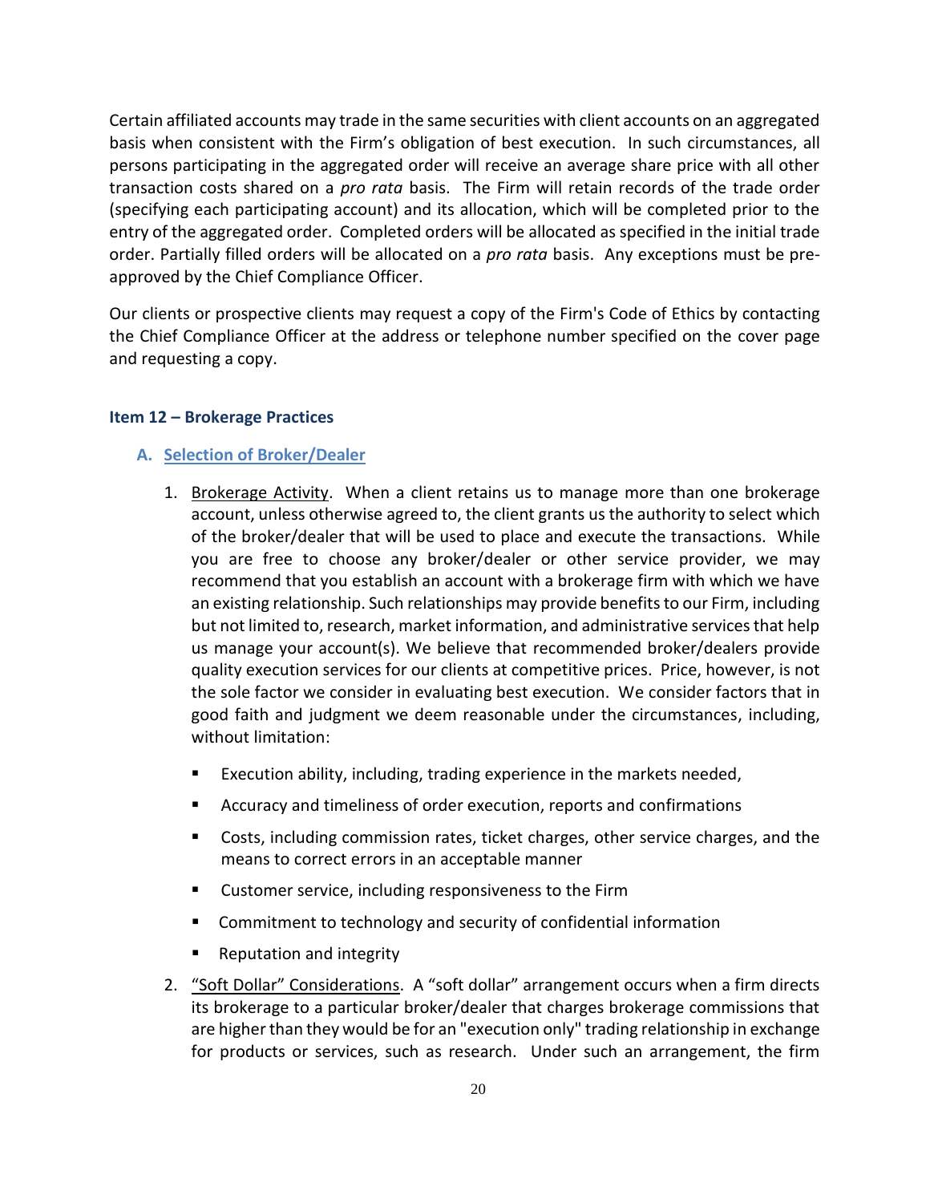Certain affiliated accounts may trade in the same securities with client accounts on an aggregated basis when consistent with the Firm's obligation of best execution. In such circumstances, all persons participating in the aggregated order will receive an average share price with all other transaction costs shared on a *pro rata* basis. The Firm will retain records of the trade order (specifying each participating account) and its allocation, which will be completed prior to the entry of the aggregated order. Completed orders will be allocated as specified in the initial trade order. Partially filled orders will be allocated on a *pro rata* basis. Any exceptions must be pre-approved by the Chief Compliance Officer.

Our clients or prospective clients may request a copy of the Firm's Code of Ethics by contacting the Chief Compliance Officer at the address or telephone number specified on the cover page and requesting a copy.

## Item 12 – Brokerage Practices

### A. Selection of Broker/Dealer

1. Brokerage Activity. When a client retains us to manage more than one brokerage account, unless otherwise agreed to, the client grants us the authority to select which of the broker/dealer that will be used to place and execute the transactions. While you are free to choose any broker/dealer or other service provider, we may recommend that you establish an account with a brokerage firm with which we have an existing relationship. Such relationships may provide benefits to our Firm, including but not limited to, research, market information, and administrative services that help us manage your account(s). We believe that recommended broker/dealers provide quality execution services for our clients at competitive prices. Price, however, is not the sole factor we consider in evaluating best execution. We consider factors that in good faith and judgment we deem reasonable under the circumstances, including, without limitation:

   - Execution ability, including, trading experience in the markets needed,
   - Accuracy and timeliness of order execution, reports and confirmations
   - Costs, including commission rates, ticket charges, other service charges, and the means to correct errors in an acceptable manner
   - Customer service, including responsiveness to the Firm
   - Commitment to technology and security of confidential information
   - Reputation and integrity

2. "Soft Dollar" Considerations. A "soft dollar" arrangement occurs when a firm directs its brokerage to a particular broker/dealer that charges brokerage commissions that are higher than they would be for an "execution only" trading relationship in exchange for products or services, such as research. Under such an arrangement, the firm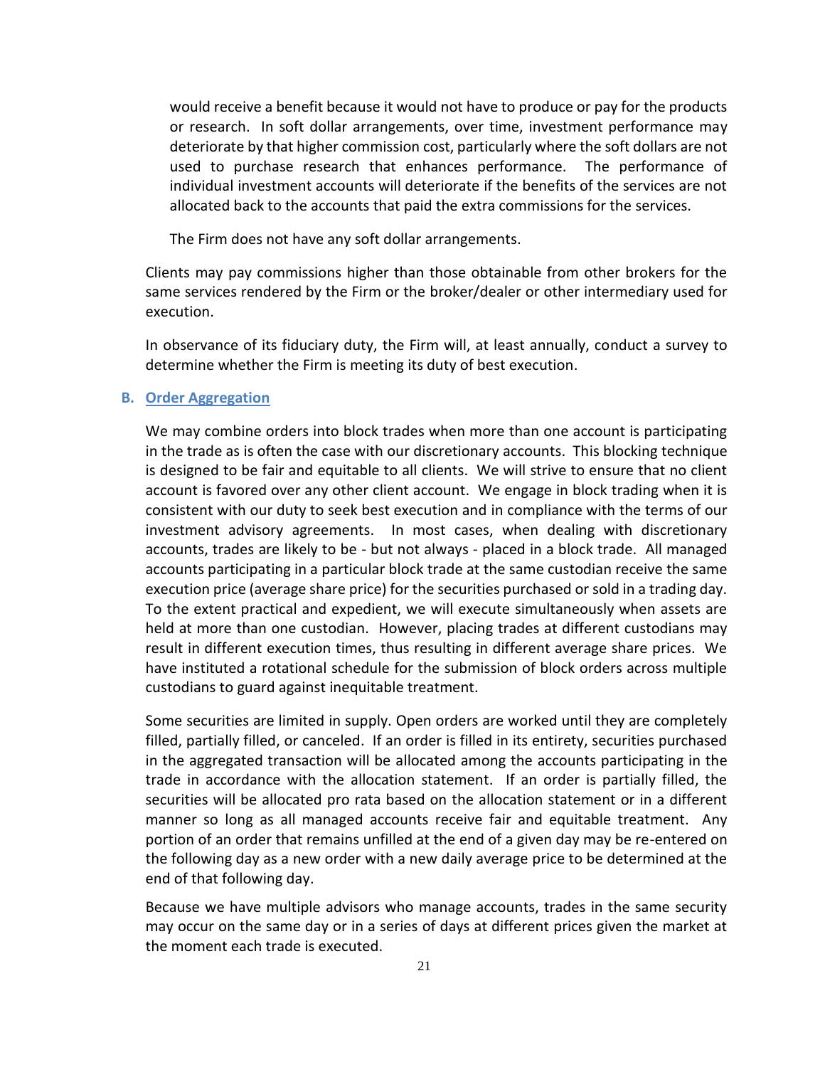would receive a benefit because it would not have to produce or pay for the products or research. In soft dollar arrangements, over time, investment performance may deteriorate by that higher commission cost, particularly where the soft dollars are not used to purchase research that enhances performance. The performance of individual investment accounts will deteriorate if the benefits of the services are not allocated back to the accounts that paid the extra commissions for the services.

The Firm does not have any soft dollar arrangements.

Clients may pay commissions higher than those obtainable from other brokers for the same services rendered by the Firm or the broker/dealer or other intermediary used for execution.

In observance of its fiduciary duty, the Firm will, at least annually, conduct a survey to determine whether the Firm is meeting its duty of best execution.

### B. Order Aggregation

We may combine orders into block trades when more than one account is participating in the trade as is often the case with our discretionary accounts. This blocking technique is designed to be fair and equitable to all clients. We will strive to ensure that no client account is favored over any other client account. We engage in block trading when it is consistent with our duty to seek best execution and in compliance with the terms of our investment advisory agreements. In most cases, when dealing with discretionary accounts, trades are likely to be - but not always - placed in a block trade. All managed accounts participating in a particular block trade at the same custodian receive the same execution price (average share price) for the securities purchased or sold in a trading day. To the extent practical and expedient, we will execute simultaneously when assets are held at more than one custodian. However, placing trades at different custodians may result in different execution times, thus resulting in different average share prices. We have instituted a rotational schedule for the submission of block orders across multiple custodians to guard against inequitable treatment.

Some securities are limited in supply. Open orders are worked until they are completely filled, partially filled, or canceled. If an order is filled in its entirety, securities purchased in the aggregated transaction will be allocated among the accounts participating in the trade in accordance with the allocation statement. If an order is partially filled, the securities will be allocated pro rata based on the allocation statement or in a different manner so long as all managed accounts receive fair and equitable treatment. Any portion of an order that remains unfilled at the end of a given day may be re-entered on the following day as a new order with a new daily average price to be determined at the end of that following day.

Because we have multiple advisors who manage accounts, trades in the same security may occur on the same day or in a series of days at different prices given the market at the moment each trade is executed.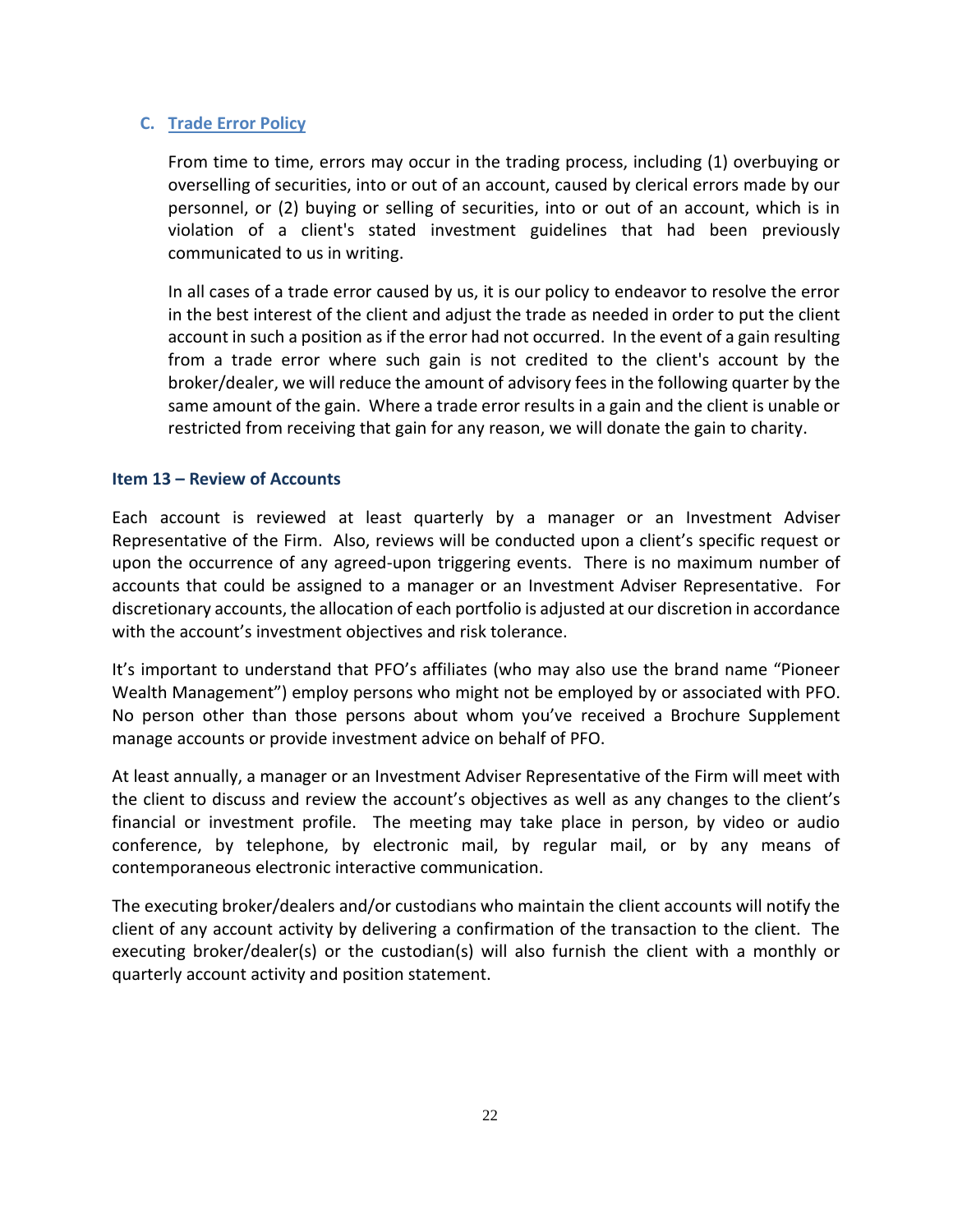### C. Trade Error Policy

From time to time, errors may occur in the trading process, including (1) overbuying or overselling of securities, into or out of an account, caused by clerical errors made by our personnel, or (2) buying or selling of securities, into or out of an account, which is in violation of a client's stated investment guidelines that had been previously communicated to us in writing.

In all cases of a trade error caused by us, it is our policy to endeavor to resolve the error in the best interest of the client and adjust the trade as needed in order to put the client account in such a position as if the error had not occurred. In the event of a gain resulting from a trade error where such gain is not credited to the client's account by the broker/dealer, we will reduce the amount of advisory fees in the following quarter by the same amount of the gain. Where a trade error results in a gain and the client is unable or restricted from receiving that gain for any reason, we will donate the gain to charity.

## Item 13 – Review of Accounts

Each account is reviewed at least quarterly by a manager or an Investment Adviser Representative of the Firm. Also, reviews will be conducted upon a client's specific request or upon the occurrence of any agreed-upon triggering events. There is no maximum number of accounts that could be assigned to a manager or an Investment Adviser Representative. For discretionary accounts, the allocation of each portfolio is adjusted at our discretion in accordance with the account's investment objectives and risk tolerance.

It's important to understand that PFO's affiliates (who may also use the brand name "Pioneer Wealth Management") employ persons who might not be employed by or associated with PFO. No person other than those persons about whom you've received a Brochure Supplement manage accounts or provide investment advice on behalf of PFO.

At least annually, a manager or an Investment Adviser Representative of the Firm will meet with the client to discuss and review the account's objectives as well as any changes to the client's financial or investment profile. The meeting may take place in person, by video or audio conference, by telephone, by electronic mail, by regular mail, or by any means of contemporaneous electronic interactive communication.

The executing broker/dealers and/or custodians who maintain the client accounts will notify the client of any account activity by delivering a confirmation of the transaction to the client. The executing broker/dealer(s) or the custodian(s) will also furnish the client with a monthly or quarterly account activity and position statement.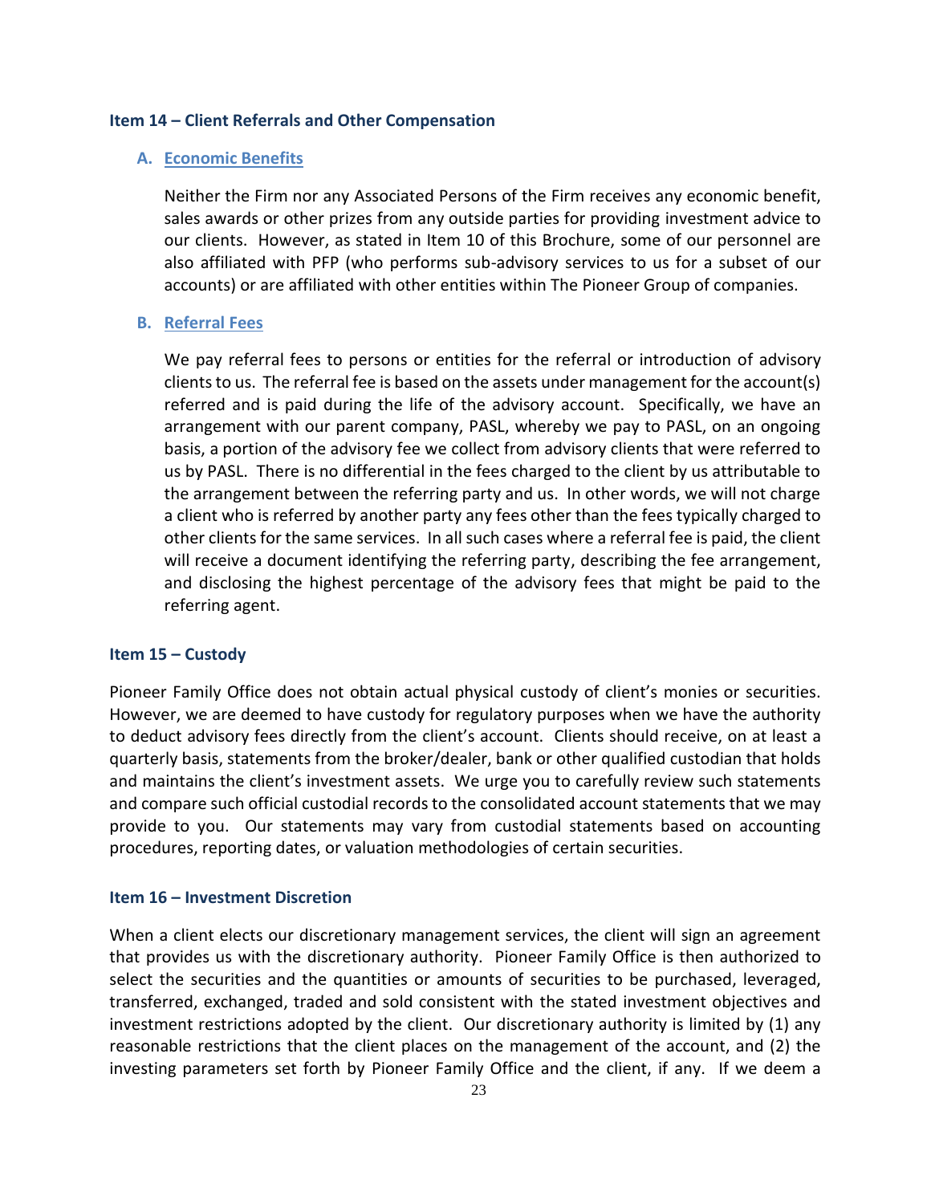## Item 14 – Client Referrals and Other Compensation

### A. Economic Benefits

Neither the Firm nor any Associated Persons of the Firm receives any economic benefit, sales awards or other prizes from any outside parties for providing investment advice to our clients. However, as stated in Item 10 of this Brochure, some of our personnel are also affiliated with PFP (who performs sub-advisory services to us for a subset of our accounts) or are affiliated with other entities within The Pioneer Group of companies.

### B. Referral Fees

We pay referral fees to persons or entities for the referral or introduction of advisory clients to us. The referral fee is based on the assets under management for the account(s) referred and is paid during the life of the advisory account. Specifically, we have an arrangement with our parent company, PASL, whereby we pay to PASL, on an ongoing basis, a portion of the advisory fee we collect from advisory clients that were referred to us by PASL. There is no differential in the fees charged to the client by us attributable to the arrangement between the referring party and us. In other words, we will not charge a client who is referred by another party any fees other than the fees typically charged to other clients for the same services. In all such cases where a referral fee is paid, the client will receive a document identifying the referring party, describing the fee arrangement, and disclosing the highest percentage of the advisory fees that might be paid to the referring agent.

## Item 15 – Custody

Pioneer Family Office does not obtain actual physical custody of client's monies or securities. However, we are deemed to have custody for regulatory purposes when we have the authority to deduct advisory fees directly from the client's account. Clients should receive, on at least a quarterly basis, statements from the broker/dealer, bank or other qualified custodian that holds and maintains the client's investment assets. We urge you to carefully review such statements and compare such official custodial records to the consolidated account statements that we may provide to you. Our statements may vary from custodial statements based on accounting procedures, reporting dates, or valuation methodologies of certain securities.

## Item 16 – Investment Discretion

When a client elects our discretionary management services, the client will sign an agreement that provides us with the discretionary authority. Pioneer Family Office is then authorized to select the securities and the quantities or amounts of securities to be purchased, leveraged, transferred, exchanged, traded and sold consistent with the stated investment objectives and investment restrictions adopted by the client. Our discretionary authority is limited by (1) any reasonable restrictions that the client places on the management of the account, and (2) the investing parameters set forth by Pioneer Family Office and the client, if any. If we deem a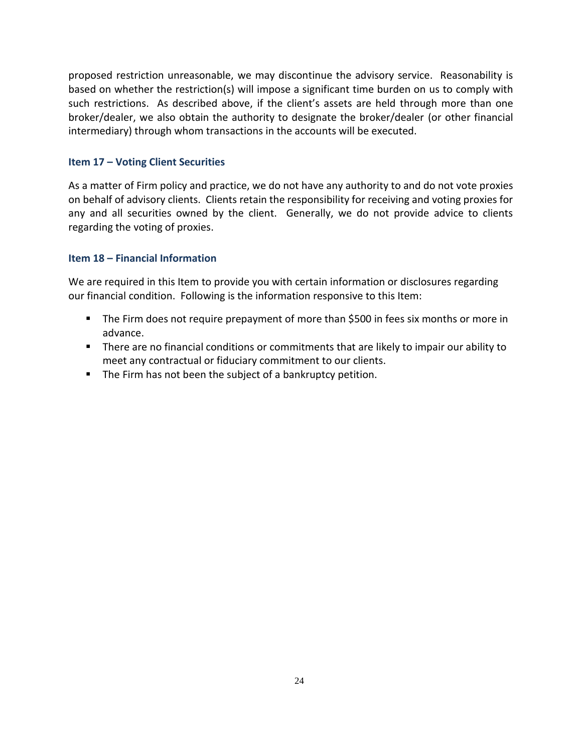proposed restriction unreasonable, we may discontinue the advisory service. Reasonability is based on whether the restriction(s) will impose a significant time burden on us to comply with such restrictions. As described above, if the client's assets are held through more than one broker/dealer, we also obtain the authority to designate the broker/dealer (or other financial intermediary) through whom transactions in the accounts will be executed.

### Item 17 – Voting Client Securities

As a matter of Firm policy and practice, we do not have any authority to and do not vote proxies on behalf of advisory clients. Clients retain the responsibility for receiving and voting proxies for any and all securities owned by the client. Generally, we do not provide advice to clients regarding the voting of proxies.

### Item 18 – Financial Information

We are required in this Item to provide you with certain information or disclosures regarding our financial condition. Following is the information responsive to this Item:

- The Firm does not require prepayment of more than $500 in fees six months or more in advance.
- There are no financial conditions or commitments that are likely to impair our ability to meet any contractual or fiduciary commitment to our clients.
- The Firm has not been the subject of a bankruptcy petition.